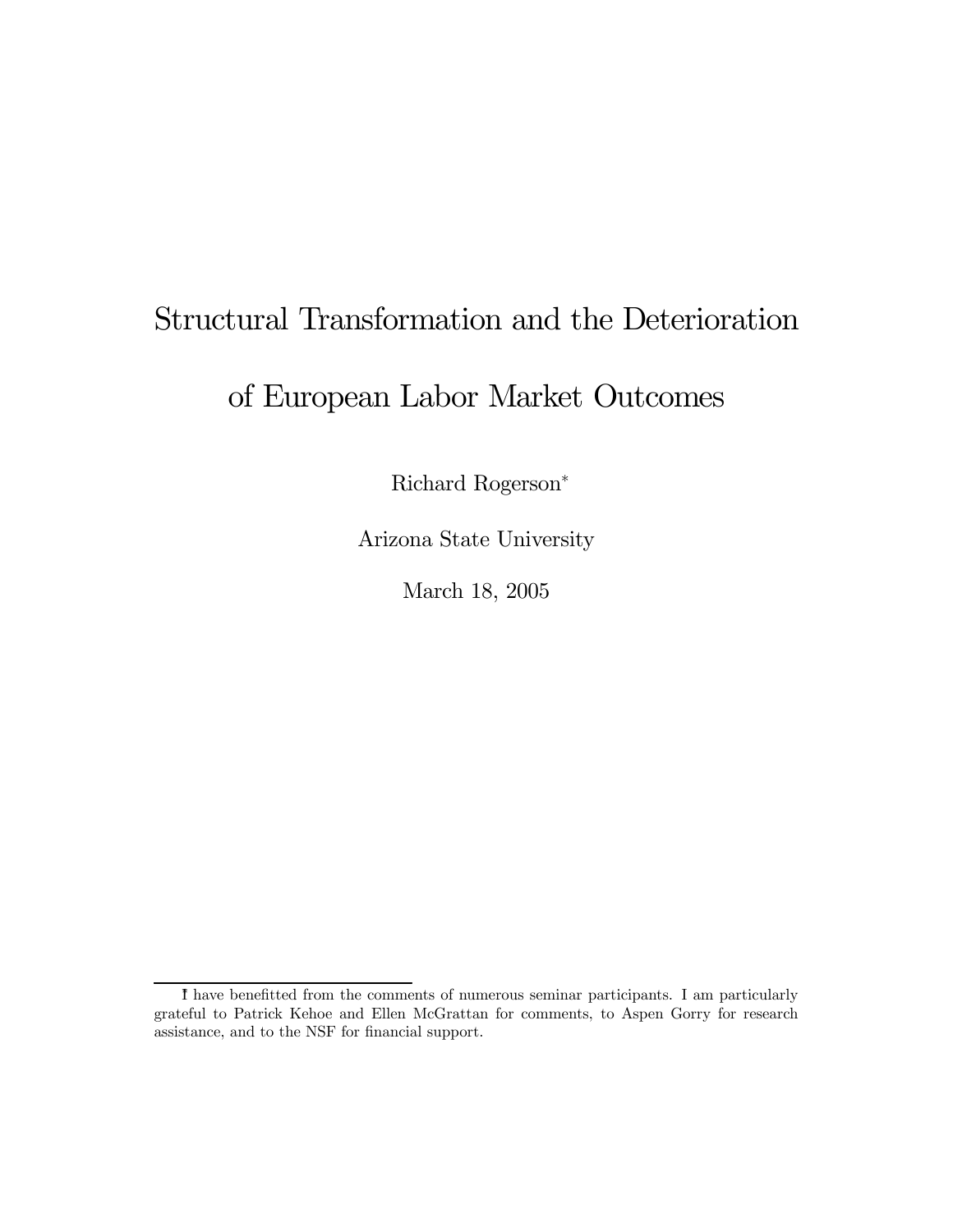# Structural Transformation and the Deterioration of European Labor Market Outcomes

Richard Rogerson*

Arizona State University

March 18, 2005

---

*I have benefitted from the comments of numerous seminar participants. I am particularly grateful to Patrick Kehoe and Ellen McGrattan for comments, to Aspen Gorry for research assistance, and to the NSF for financial support.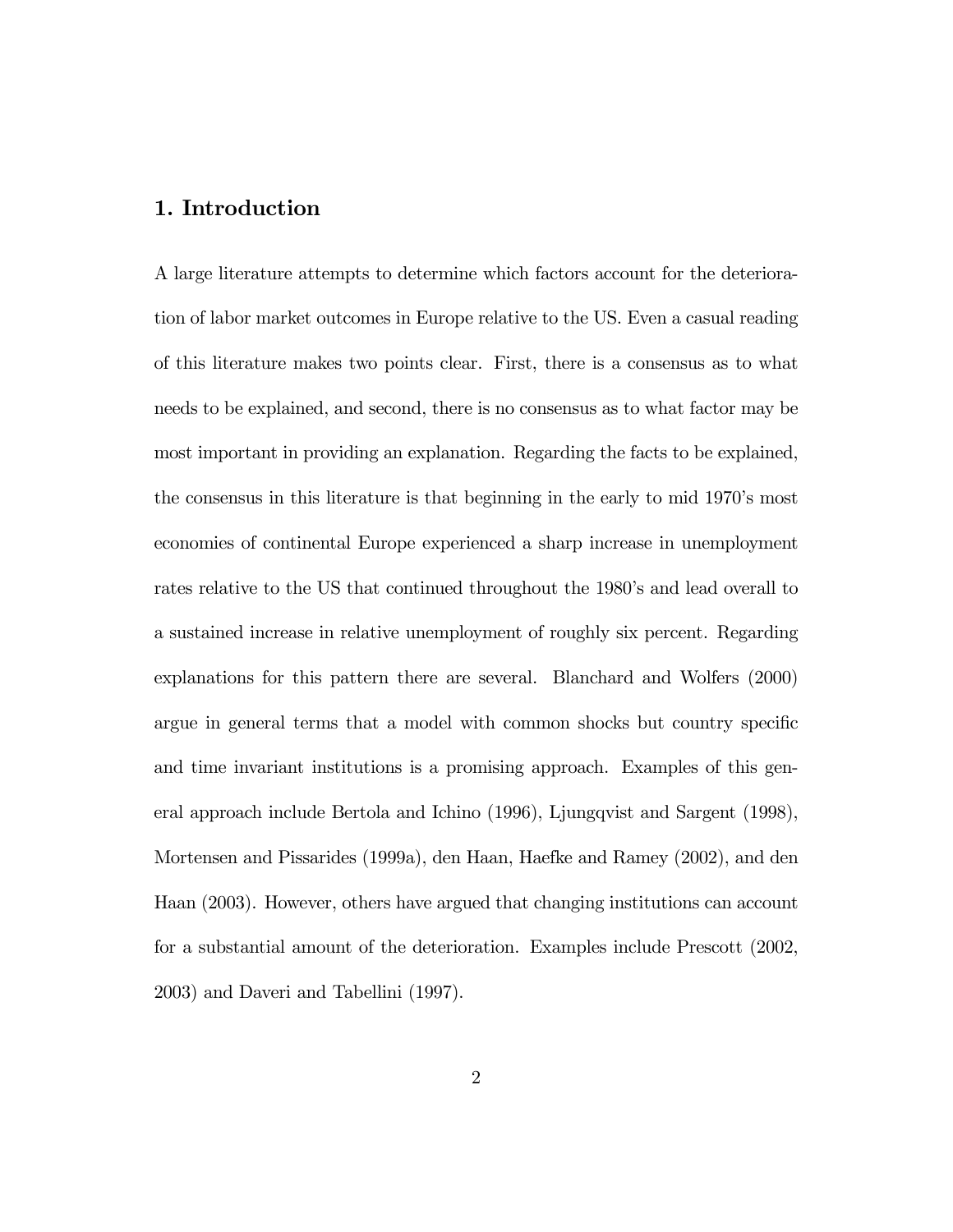## 1. Introduction

A large literature attempts to determine which factors account for the deterioration of labor market outcomes in Europe relative to the US. Even a casual reading of this literature makes two points clear. First, there is a consensus as to what needs to be explained, and second, there is no consensus as to what factor may be most important in providing an explanation. Regarding the facts to be explained, the consensus in this literature is that beginning in the early to mid 1970's most economies of continental Europe experienced a sharp increase in unemployment rates relative to the US that continued throughout the 1980's and lead overall to a sustained increase in relative unemployment of roughly six percent. Regarding explanations for this pattern there are several. Blanchard and Wolfers (2000) argue in general terms that a model with common shocks but country specific and time invariant institutions is a promising approach. Examples of this general approach include Bertola and Ichino (1996), Ljungqvist and Sargent (1998), Mortensen and Pissarides (1999a), den Haan, Haefke and Ramey (2002), and den Haan (2003). However, others have argued that changing institutions can account for a substantial amount of the deterioration. Examples include Prescott (2002, 2003) and Daveri and Tabellini (1997).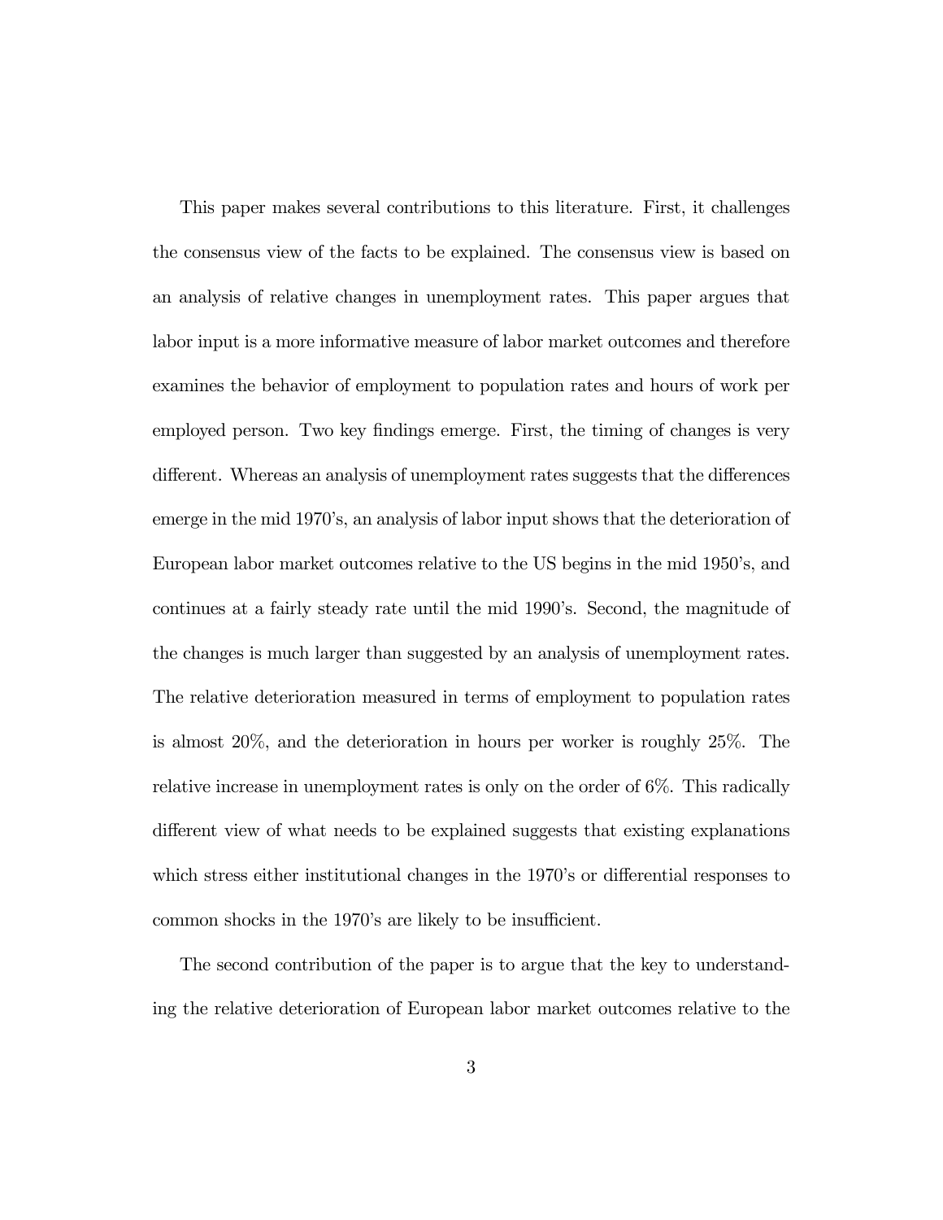This paper makes several contributions to this literature. First, it challenges the consensus view of the facts to be explained. The consensus view is based on an analysis of relative changes in unemployment rates. This paper argues that labor input is a more informative measure of labor market outcomes and therefore examines the behavior of employment to population rates and hours of work per employed person. Two key findings emerge. First, the timing of changes is very different. Whereas an analysis of unemployment rates suggests that the differences emerge in the mid 1970's, an analysis of labor input shows that the deterioration of European labor market outcomes relative to the US begins in the mid 1950's, and continues at a fairly steady rate until the mid 1990's. Second, the magnitude of the changes is much larger than suggested by an analysis of unemployment rates. The relative deterioration measured in terms of employment to population rates is almost 20%, and the deterioration in hours per worker is roughly 25%. The relative increase in unemployment rates is only on the order of 6%. This radically different view of what needs to be explained suggests that existing explanations which stress either institutional changes in the 1970's or differential responses to common shocks in the 1970's are likely to be insufficient.

The second contribution of the paper is to argue that the key to understanding the relative deterioration of European labor market outcomes relative to the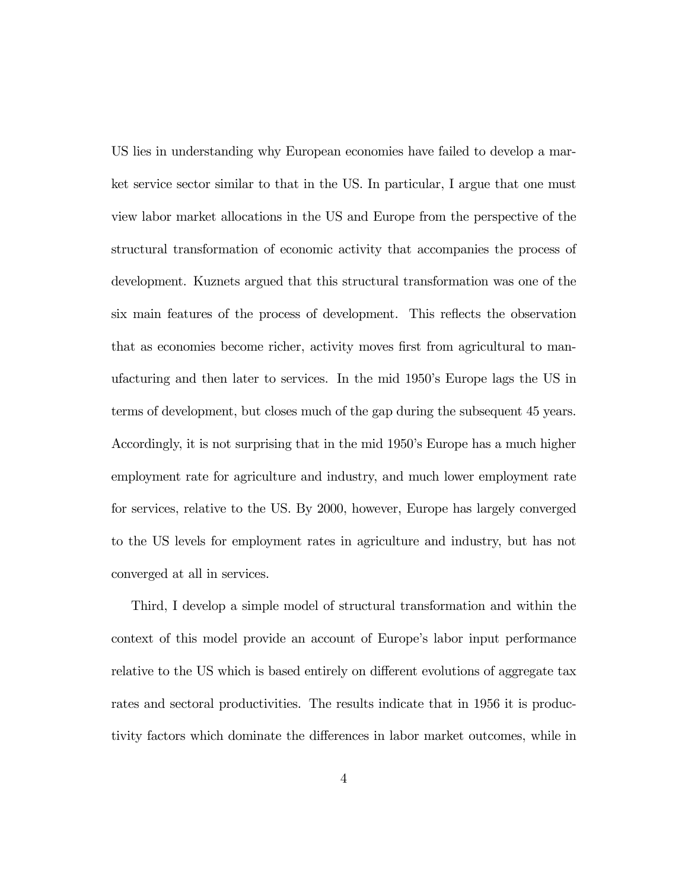US lies in understanding why European economies have failed to develop a market service sector similar to that in the US. In particular, I argue that one must view labor market allocations in the US and Europe from the perspective of the structural transformation of economic activity that accompanies the process of development. Kuznets argued that this structural transformation was one of the six main features of the process of development. This reflects the observation that as economies become richer, activity moves first from agricultural to manufacturing and then later to services. In the mid 1950's Europe lags the US in terms of development, but closes much of the gap during the subsequent 45 years. Accordingly, it is not surprising that in the mid 1950's Europe has a much higher employment rate for agriculture and industry, and much lower employment rate for services, relative to the US. By 2000, however, Europe has largely converged to the US levels for employment rates in agriculture and industry, but has not converged at all in services.

Third, I develop a simple model of structural transformation and within the context of this model provide an account of Europe's labor input performance relative to the US which is based entirely on different evolutions of aggregate tax rates and sectoral productivities. The results indicate that in 1956 it is productivity factors which dominate the differences in labor market outcomes, while in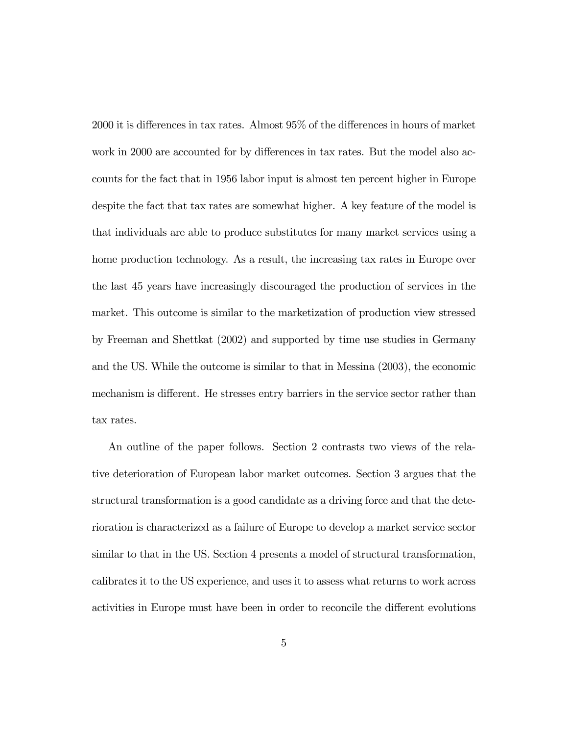2000 it is differences in tax rates. Almost 95% of the differences in hours of market work in 2000 are accounted for by differences in tax rates. But the model also accounts for the fact that in 1956 labor input is almost ten percent higher in Europe despite the fact that tax rates are somewhat higher. A key feature of the model is that individuals are able to produce substitutes for many market services using a home production technology. As a result, the increasing tax rates in Europe over the last 45 years have increasingly discouraged the production of services in the market. This outcome is similar to the marketization of production view stressed by Freeman and Shettkat (2002) and supported by time use studies in Germany and the US. While the outcome is similar to that in Messina (2003), the economic mechanism is different. He stresses entry barriers in the service sector rather than tax rates.

An outline of the paper follows. Section 2 contrasts two views of the relative deterioration of European labor market outcomes. Section 3 argues that the structural transformation is a good candidate as a driving force and that the deterioration is characterized as a failure of Europe to develop a market service sector similar to that in the US. Section 4 presents a model of structural transformation, calibrates it to the US experience, and uses it to assess what returns to work across activities in Europe must have been in order to reconcile the different evolutions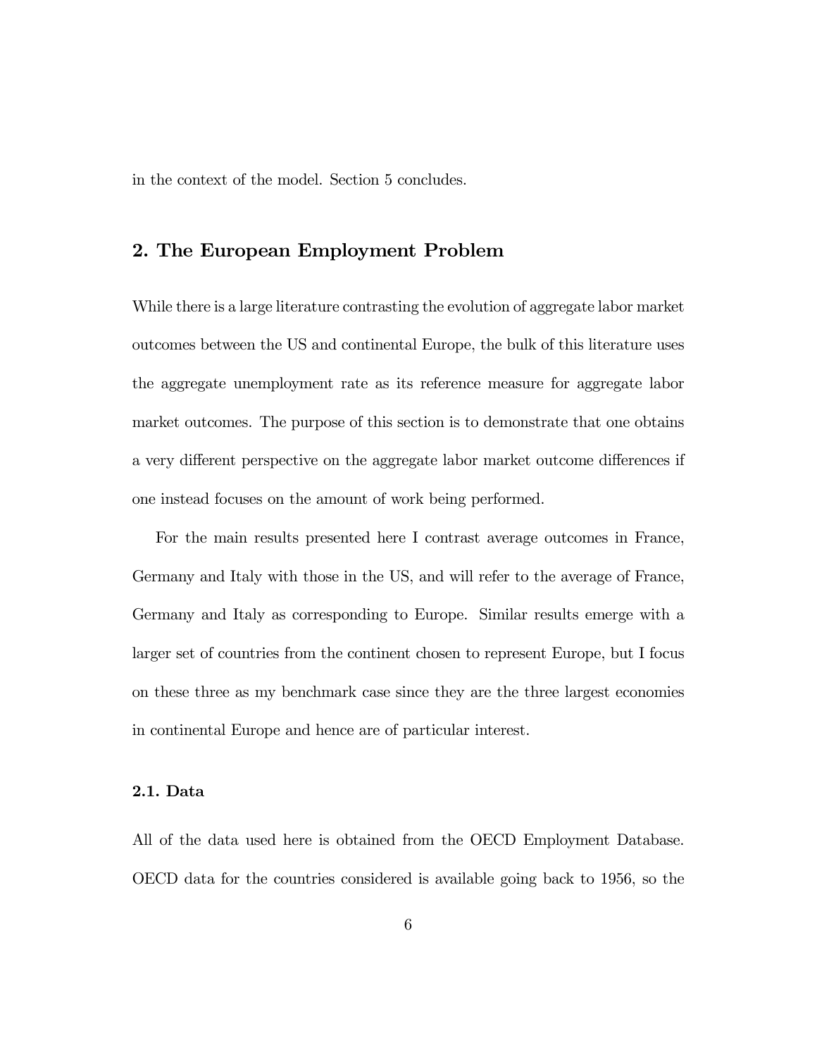in the context of the model. Section 5 concludes.

## 2. The European Employment Problem

While there is a large literature contrasting the evolution of aggregate labor market outcomes between the US and continental Europe, the bulk of this literature uses the aggregate unemployment rate as its reference measure for aggregate labor market outcomes. The purpose of this section is to demonstrate that one obtains a very different perspective on the aggregate labor market outcome differences if one instead focuses on the amount of work being performed.

For the main results presented here I contrast average outcomes in France, Germany and Italy with those in the US, and will refer to the average of France, Germany and Italy as corresponding to Europe. Similar results emerge with a larger set of countries from the continent chosen to represent Europe, but I focus on these three as my benchmark case since they are the three largest economies in continental Europe and hence are of particular interest.

### 2.1. Data

All of the data used here is obtained from the OECD Employment Database. OECD data for the countries considered is available going back to 1956, so the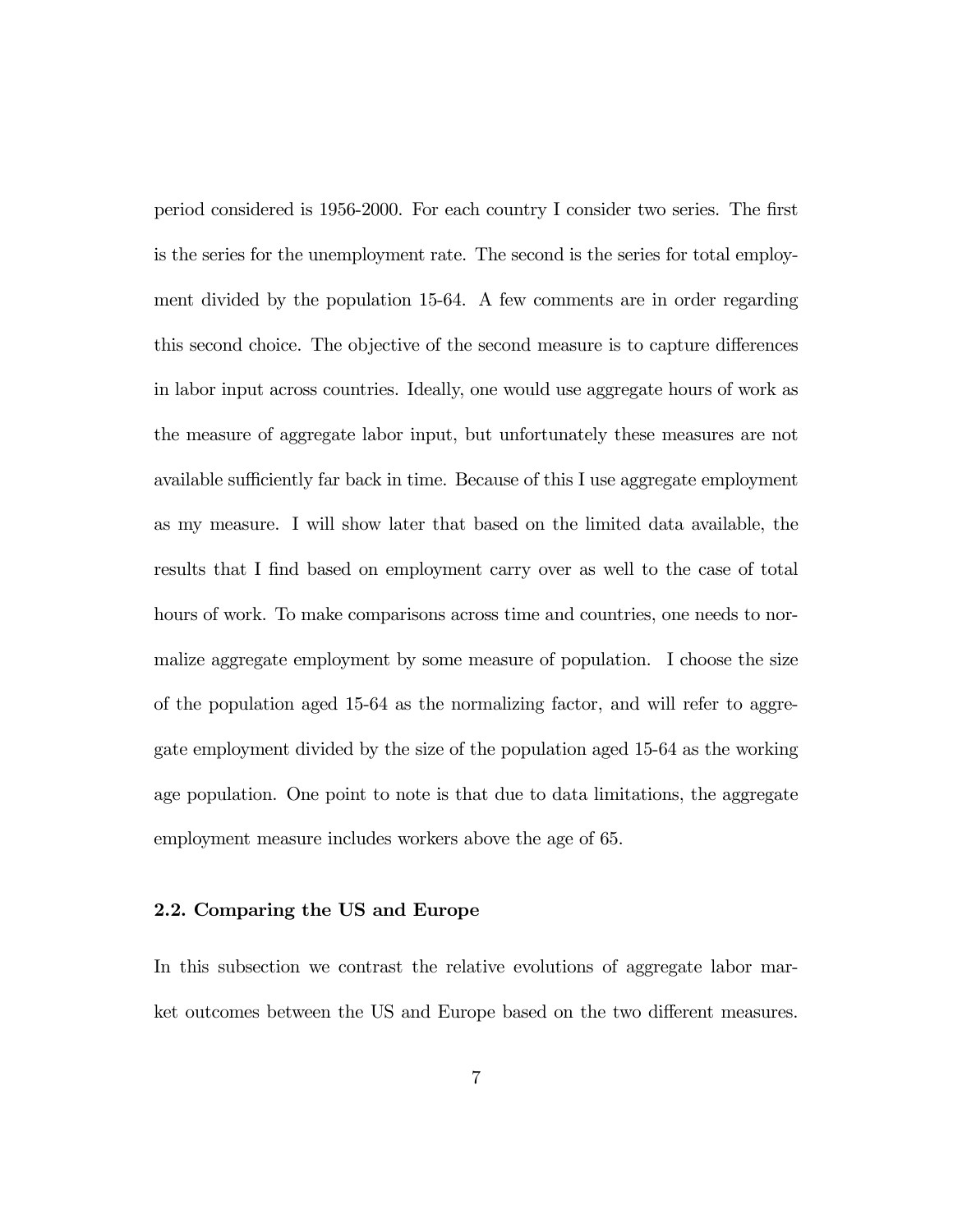period considered is 1956-2000. For each country I consider two series. The first is the series for the unemployment rate. The second is the series for total employment divided by the population 15-64. A few comments are in order regarding this second choice. The objective of the second measure is to capture differences in labor input across countries. Ideally, one would use aggregate hours of work as the measure of aggregate labor input, but unfortunately these measures are not available sufficiently far back in time. Because of this I use aggregate employment as my measure. I will show later that based on the limited data available, the results that I find based on employment carry over as well to the case of total hours of work. To make comparisons across time and countries, one needs to normalize aggregate employment by some measure of population. I choose the size of the population aged 15-64 as the normalizing factor, and will refer to aggregate employment divided by the size of the population aged 15-64 as the working age population. One point to note is that due to data limitations, the aggregate employment measure includes workers above the age of 65.

### 2.2. Comparing the US and Europe

In this subsection we contrast the relative evolutions of aggregate labor market outcomes between the US and Europe based on the two different measures.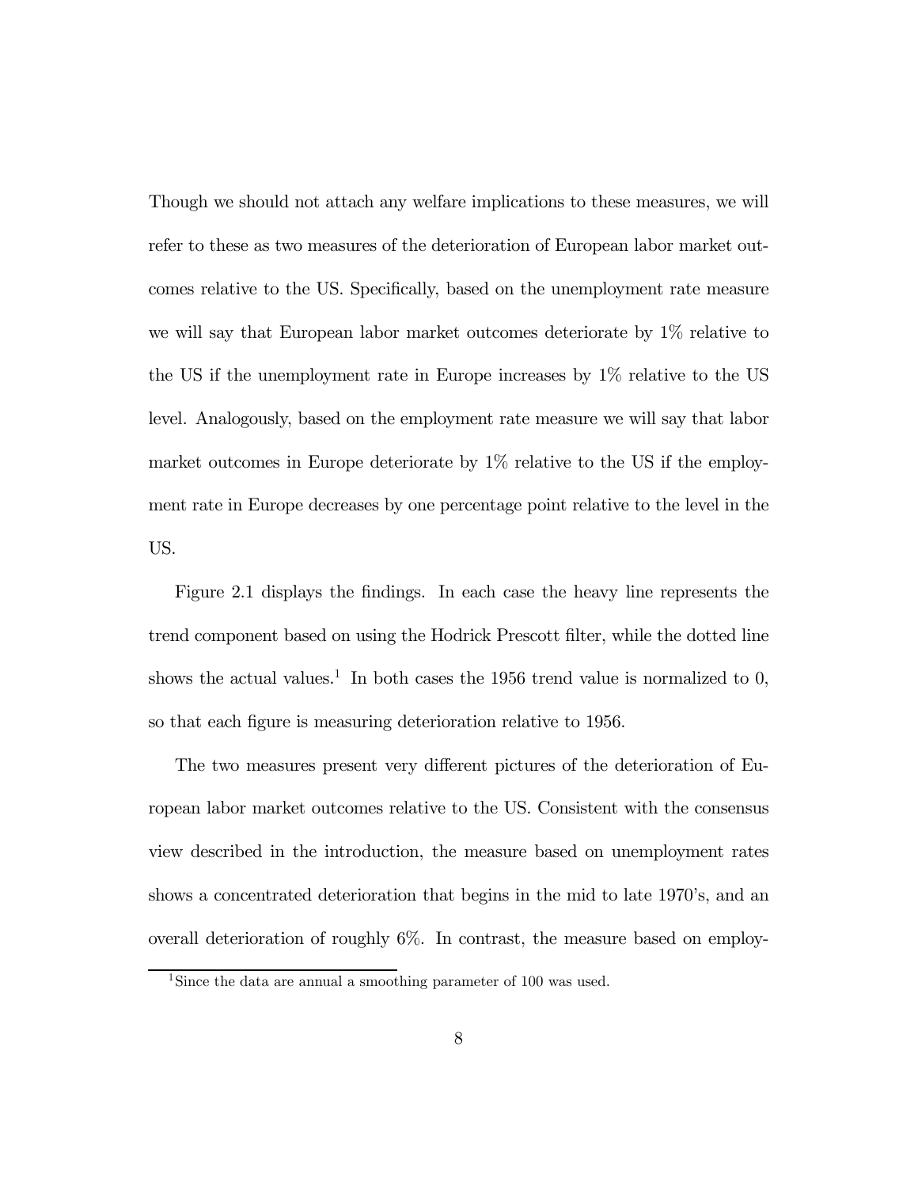Though we should not attach any welfare implications to these measures, we will refer to these as two measures of the deterioration of European labor market outcomes relative to the US. Specifically, based on the unemployment rate measure we will say that European labor market outcomes deteriorate by 1% relative to the US if the unemployment rate in Europe increases by 1% relative to the US level. Analogously, based on the employment rate measure we will say that labor market outcomes in Europe deteriorate by 1% relative to the US if the employment rate in Europe decreases by one percentage point relative to the level in the US.

Figure 2.1 displays the findings. In each case the heavy line represents the trend component based on using the Hodrick Prescott filter, while the dotted line shows the actual values.[1] In both cases the 1956 trend value is normalized to 0, so that each figure is measuring deterioration relative to 1956.

The two measures present very different pictures of the deterioration of European labor market outcomes relative to the US. Consistent with the consensus view described in the introduction, the measure based on unemployment rates shows a concentrated deterioration that begins in the mid to late 1970's, and an overall deterioration of roughly 6%. In contrast, the measure based on employ-

[1] Since the data are annual a smoothing parameter of 100 was used.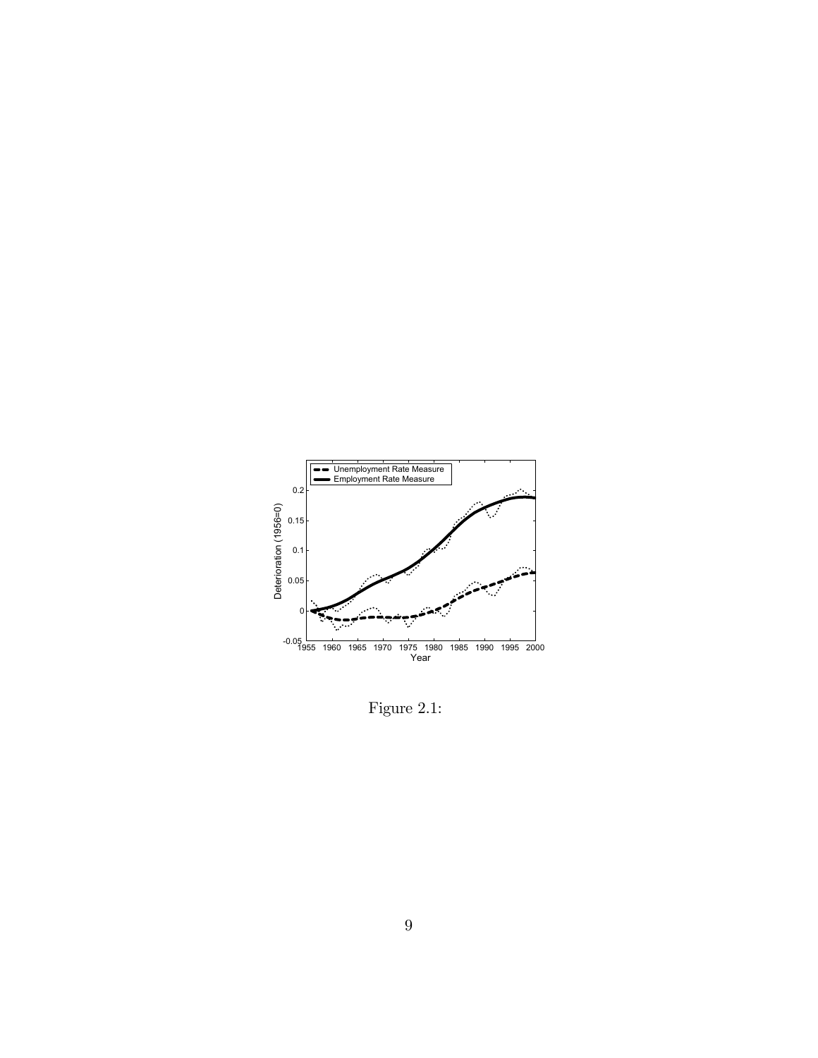Figure 2.1: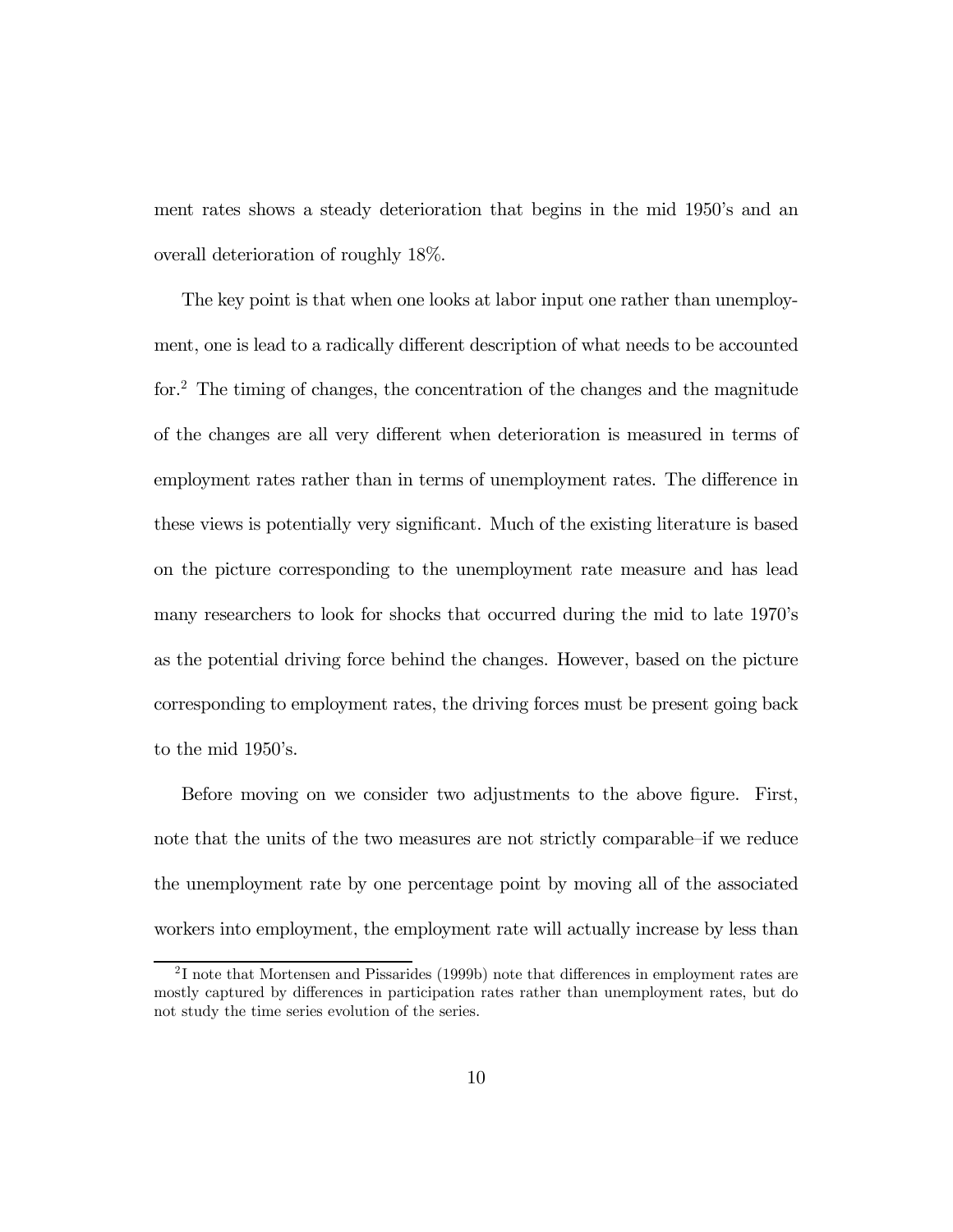ment rates shows a steady deterioration that begins in the mid 1950's and an overall deterioration of roughly 18%.

The key point is that when one looks at labor input one rather than unemployment, one is lead to a radically different description of what needs to be accounted for.[2] The timing of changes, the concentration of the changes and the magnitude of the changes are all very different when deterioration is measured in terms of employment rates rather than in terms of unemployment rates. The difference in these views is potentially very significant. Much of the existing literature is based on the picture corresponding to the unemployment rate measure and has lead many researchers to look for shocks that occurred during the mid to late 1970's as the potential driving force behind the changes. However, based on the picture corresponding to employment rates, the driving forces must be present going back to the mid 1950's.

Before moving on we consider two adjustments to the above figure. First, note that the units of the two measures are not strictly comparable–if we reduce the unemployment rate by one percentage point by moving all of the associated workers into employment, the employment rate will actually increase by less than

---

[2] I note that Mortensen and Pissarides (1999b) note that differences in employment rates are mostly captured by differences in participation rates rather than unemployment rates, but do not study the time series evolution of the series.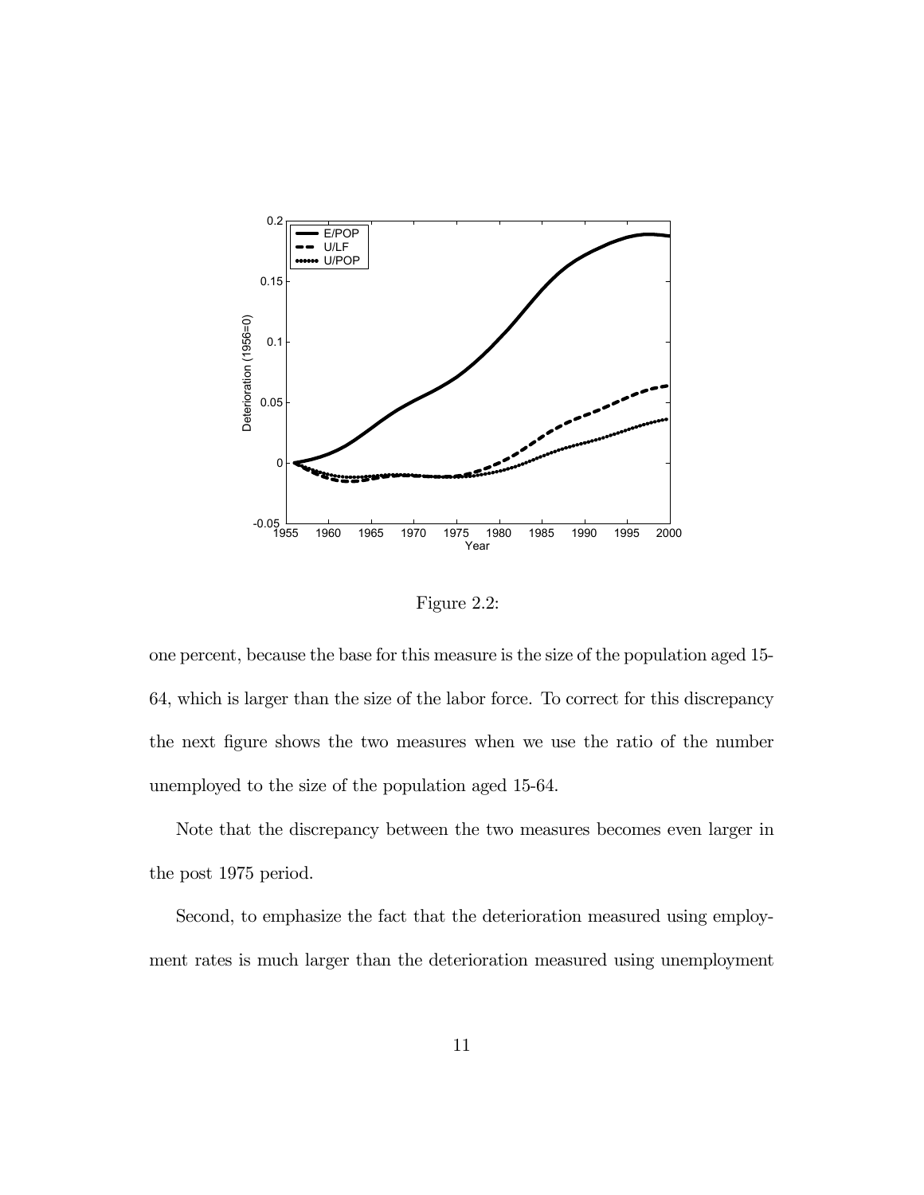Figure 2.2:

one percent, because the base for this measure is the size of the population aged 15-64, which is larger than the size of the labor force. To correct for this discrepancy the next figure shows the two measures when we use the ratio of the number unemployed to the size of the population aged 15-64.

Note that the discrepancy between the two measures becomes even larger in the post 1975 period.

Second, to emphasize the fact that the deterioration measured using employment rates is much larger than the deterioration measured using unemployment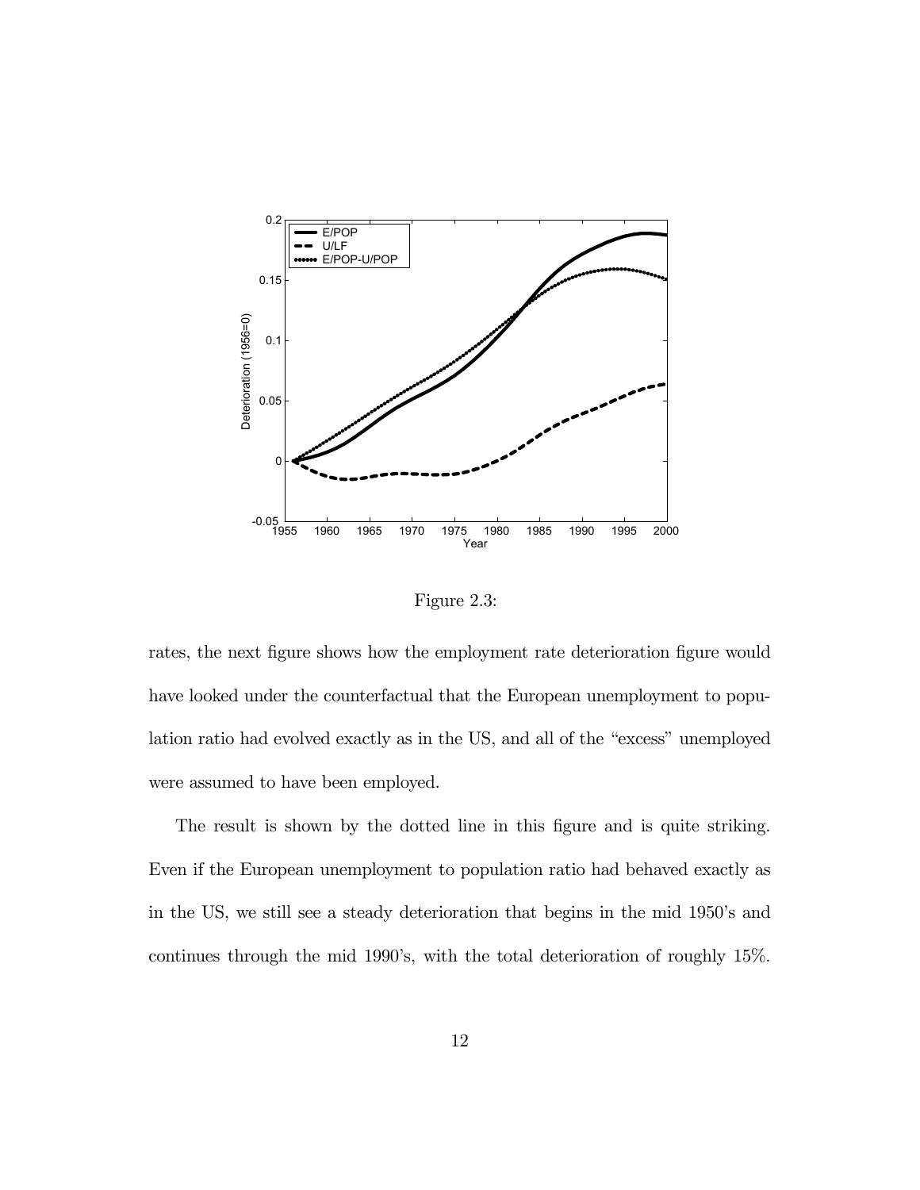Figure 2.3:

rates, the next figure shows how the employment rate deterioration figure would have looked under the counterfactual that the European unemployment to population ratio had evolved exactly as in the US, and all of the "excess" unemployed were assumed to have been employed.

The result is shown by the dotted line in this figure and is quite striking. Even if the European unemployment to population ratio had behaved exactly as in the US, we still see a steady deterioration that begins in the mid 1950's and continues through the mid 1990's, with the total deterioration of roughly 15%.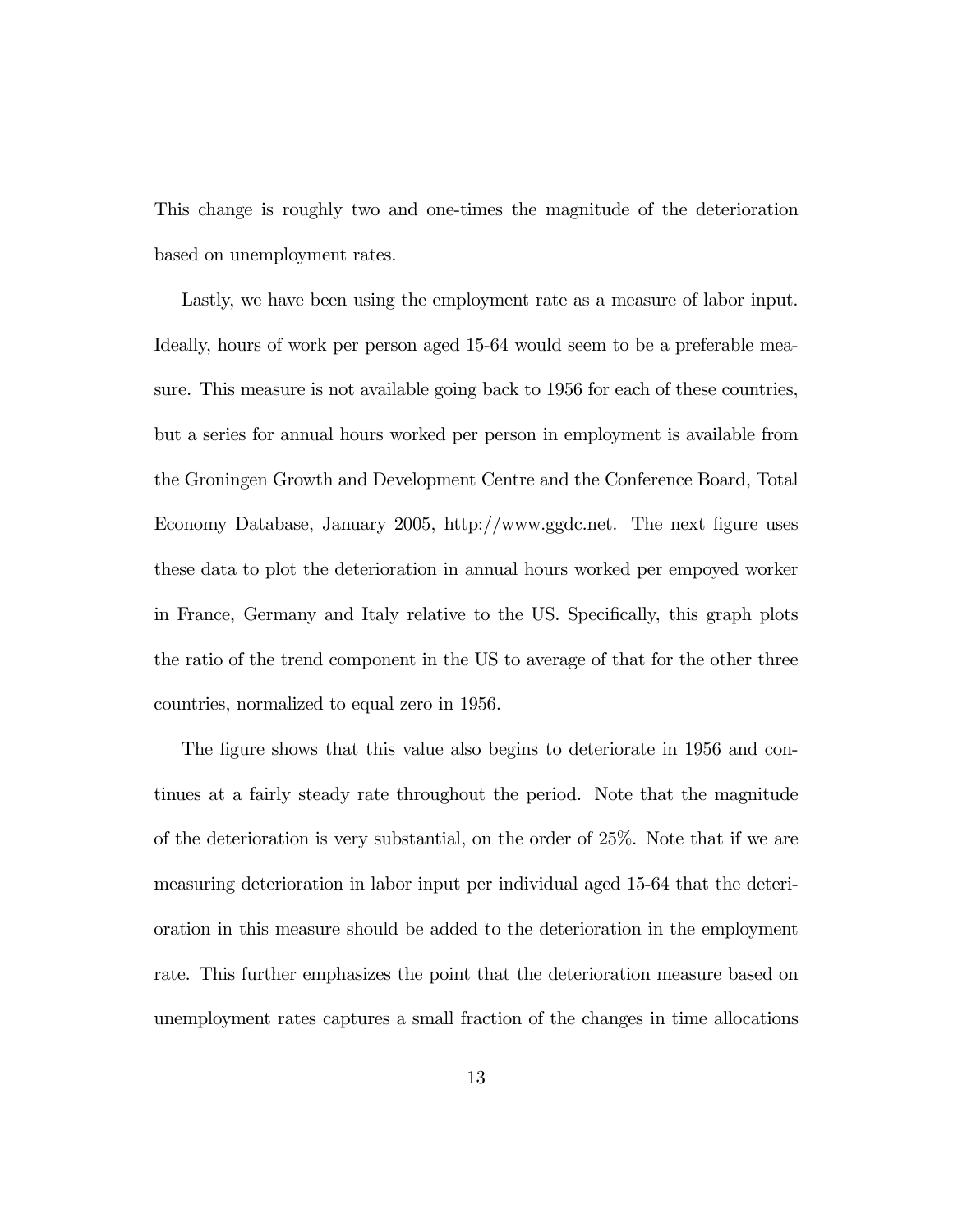This change is roughly two and one-times the magnitude of the deterioration based on unemployment rates.

Lastly, we have been using the employment rate as a measure of labor input. Ideally, hours of work per person aged 15-64 would seem to be a preferable measure. This measure is not available going back to 1956 for each of these countries, but a series for annual hours worked per person in employment is available from the Groningen Growth and Development Centre and the Conference Board, Total Economy Database, January 2005, http://www.ggdc.net. The next figure uses these data to plot the deterioration in annual hours worked per empoyed worker in France, Germany and Italy relative to the US. Specifically, this graph plots the ratio of the trend component in the US to average of that for the other three countries, normalized to equal zero in 1956.

The figure shows that this value also begins to deteriorate in 1956 and continues at a fairly steady rate throughout the period. Note that the magnitude of the deterioration is very substantial, on the order of 25%. Note that if we are measuring deterioration in labor input per individual aged 15-64 that the deterioration in this measure should be added to the deterioration in the employment rate. This further emphasizes the point that the deterioration measure based on unemployment rates captures a small fraction of the changes in time allocations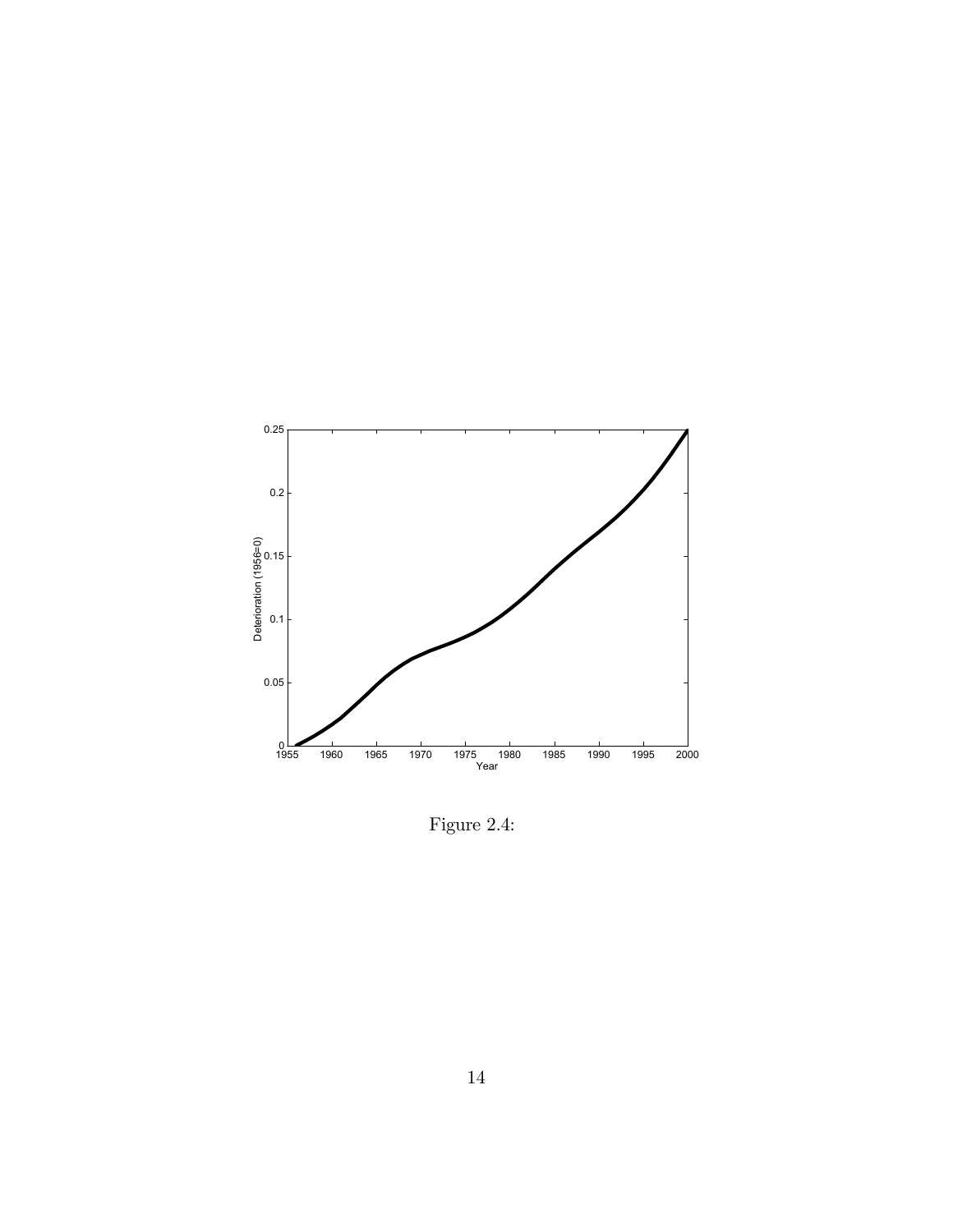Figure 2.4: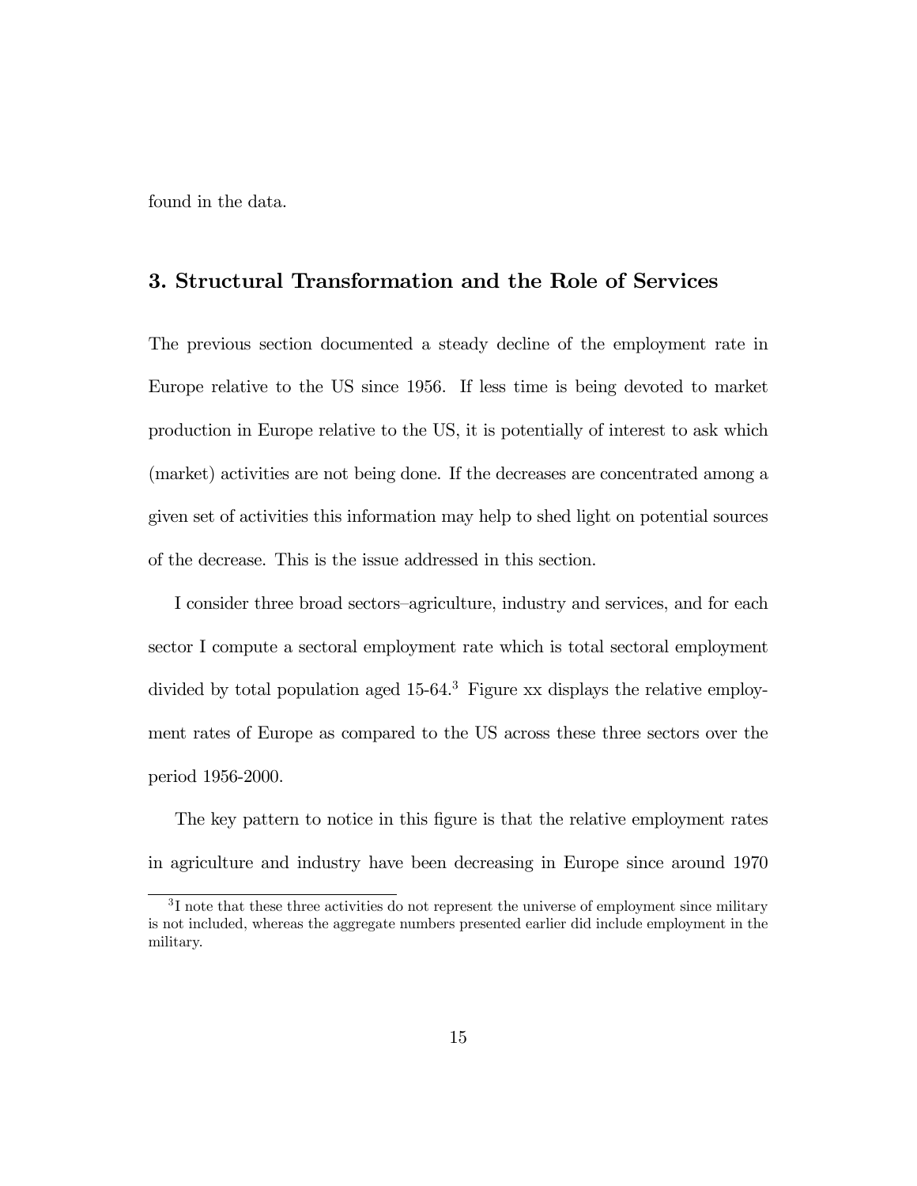found in the data.

## 3. Structural Transformation and the Role of Services

The previous section documented a steady decline of the employment rate in Europe relative to the US since 1956. If less time is being devoted to market production in Europe relative to the US, it is potentially of interest to ask which (market) activities are not being done. If the decreases are concentrated among a given set of activities this information may help to shed light on potential sources of the decrease. This is the issue addressed in this section.

I consider three broad sectors–agriculture, industry and services, and for each sector I compute a sectoral employment rate which is total sectoral employment divided by total population aged 15-64.[3] Figure xx displays the relative employment rates of Europe as compared to the US across these three sectors over the period 1956-2000.

The key pattern to notice in this figure is that the relative employment rates in agriculture and industry have been decreasing in Europe since around 1970

---

[3] I note that these three activities do not represent the universe of employment since military is not included, whereas the aggregate numbers presented earlier did include employment in the military.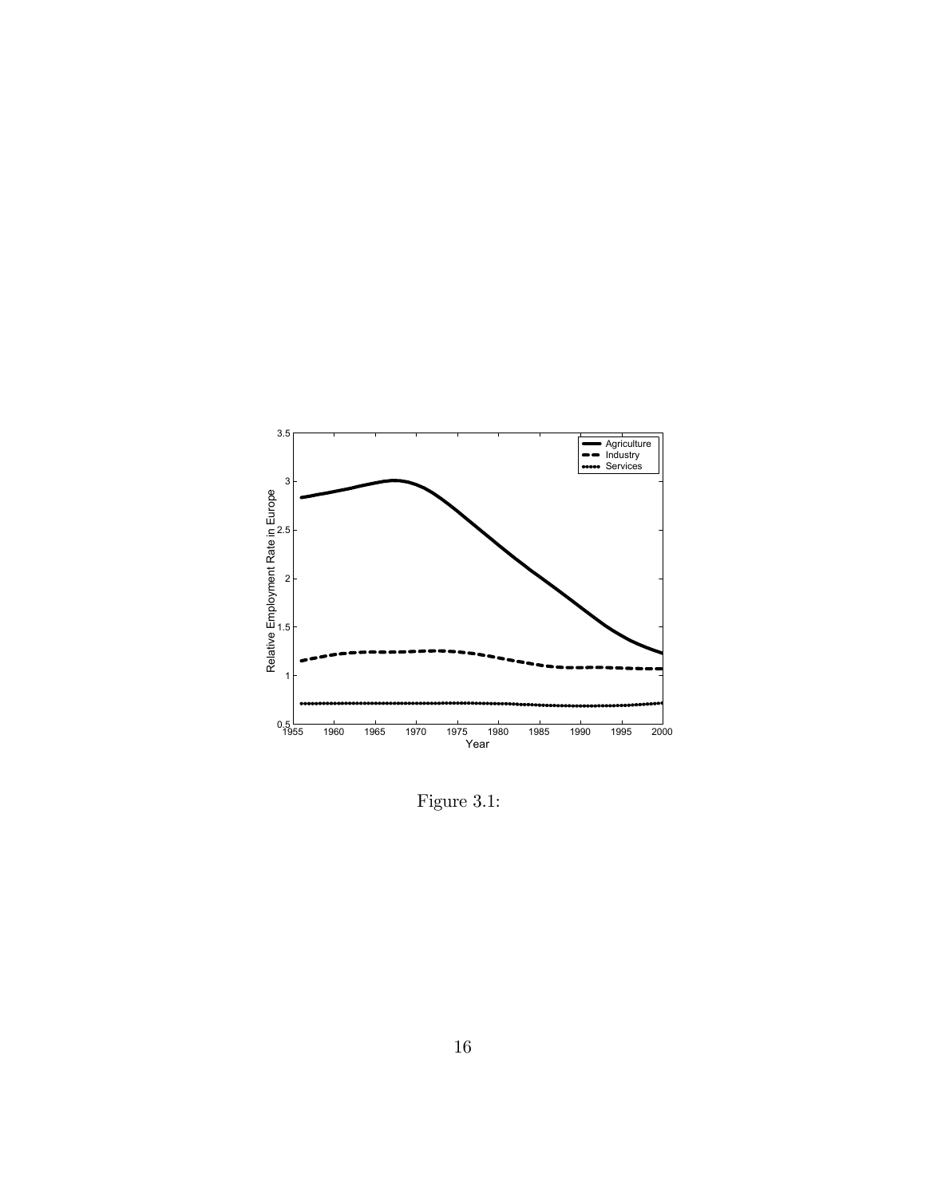Figure 3.1: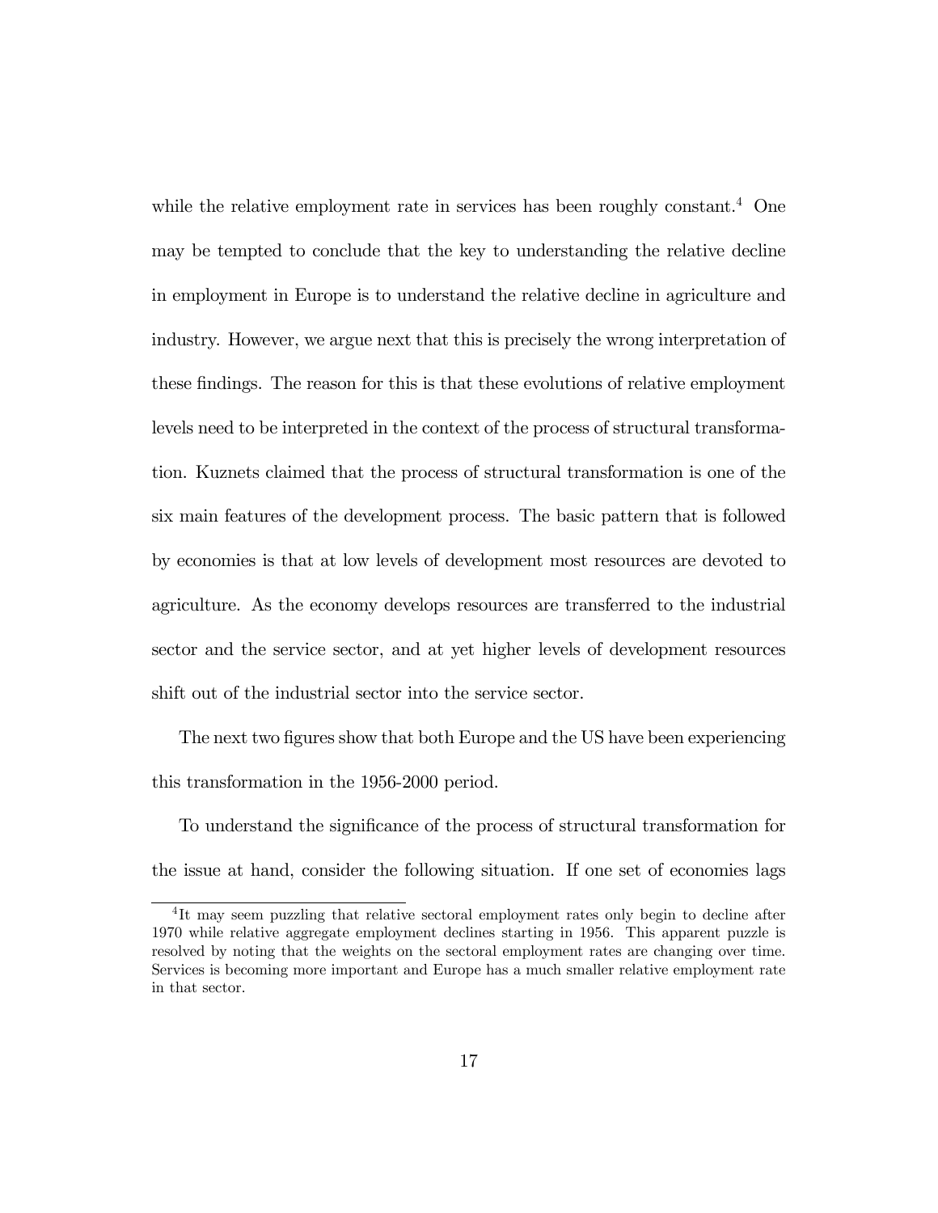while the relative employment rate in services has been roughly constant.[4] One may be tempted to conclude that the key to understanding the relative decline in employment in Europe is to understand the relative decline in agriculture and industry. However, we argue next that this is precisely the wrong interpretation of these findings. The reason for this is that these evolutions of relative employment levels need to be interpreted in the context of the process of structural transformation. Kuznets claimed that the process of structural transformation is one of the six main features of the development process. The basic pattern that is followed by economies is that at low levels of development most resources are devoted to agriculture. As the economy develops resources are transferred to the industrial sector and the service sector, and at yet higher levels of development resources shift out of the industrial sector into the service sector.

The next two figures show that both Europe and the US have been experiencing this transformation in the 1956-2000 period.

To understand the significance of the process of structural transformation for the issue at hand, consider the following situation. If one set of economies lags

[4] It may seem puzzling that relative sectoral employment rates only begin to decline after 1970 while relative aggregate employment declines starting in 1956. This apparent puzzle is resolved by noting that the weights on the sectoral employment rates are changing over time. Services is becoming more important and Europe has a much smaller relative employment rate in that sector.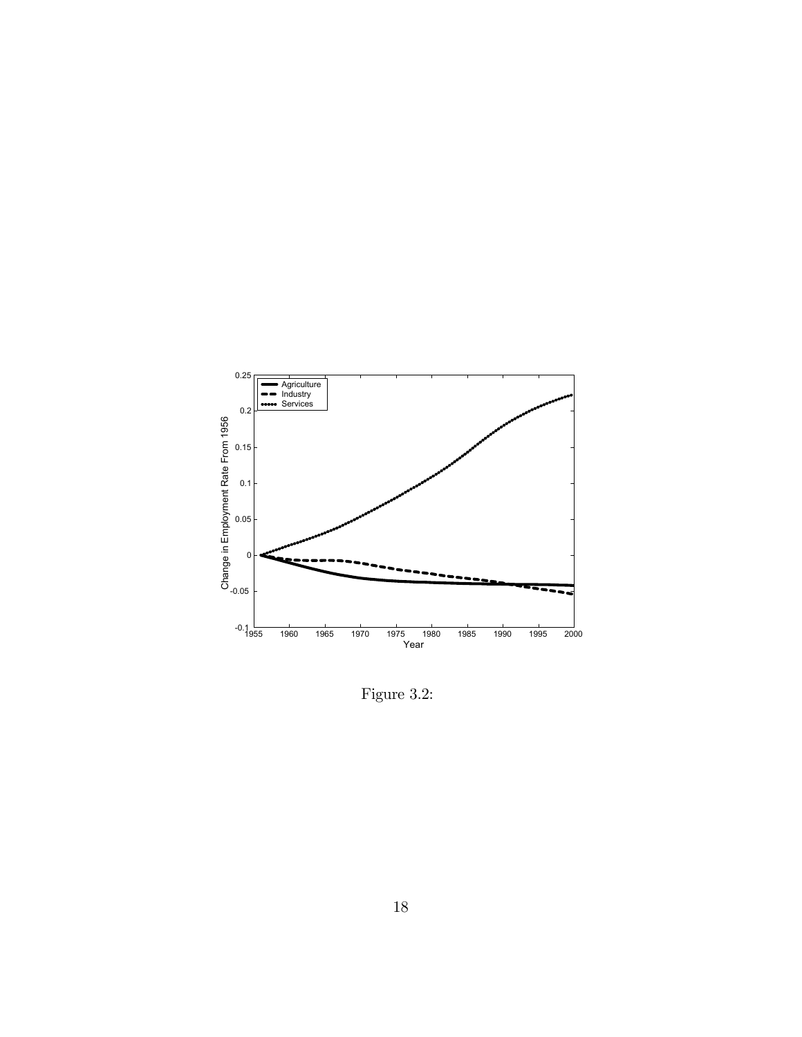Figure 3.2: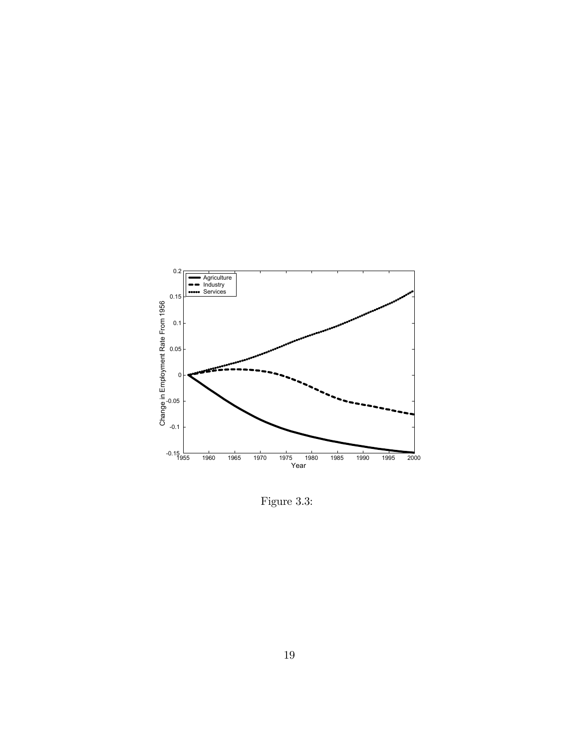Figure 3.3: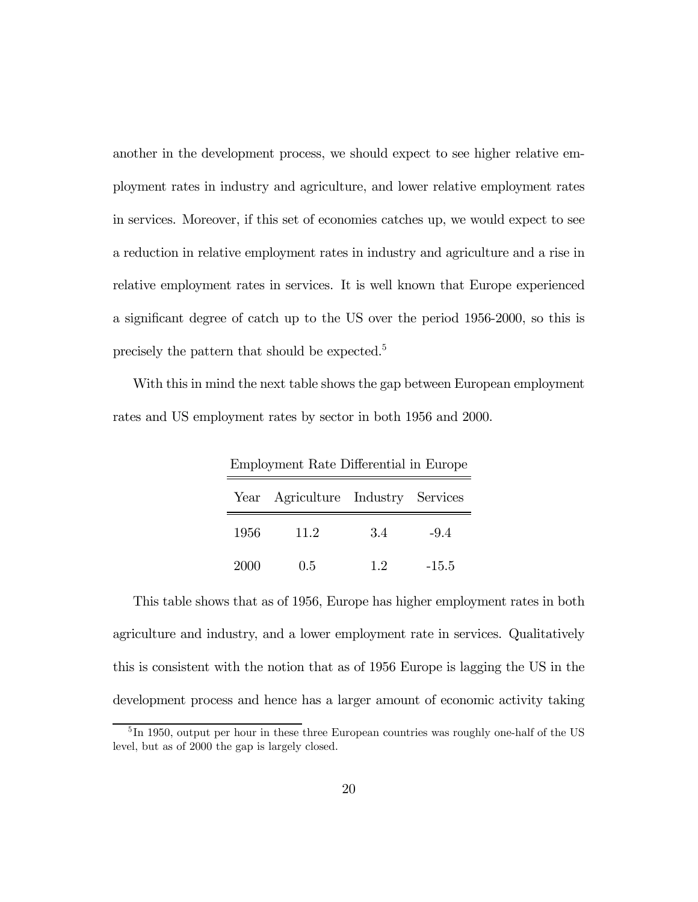another in the development process, we should expect to see higher relative employment rates in industry and agriculture, and lower relative employment rates in services. Moreover, if this set of economies catches up, we would expect to see a reduction in relative employment rates in industry and agriculture and a rise in relative employment rates in services. It is well known that Europe experienced a significant degree of catch up to the US over the period 1956-2000, so this is precisely the pattern that should be expected.[5]

With this in mind the next table shows the gap between European employment rates and US employment rates by sector in both 1956 and 2000.

Employment Rate Differential in Europe

| Year | Agriculture | Industry | Services |
|---|---|---|---|
| 1956 | 11.2 | 3.4 | -9.4 |
| 2000 | 0.5 | 1.2 | -15.5 |

This table shows that as of 1956, Europe has higher employment rates in both agriculture and industry, and a lower employment rate in services. Qualitatively this is consistent with the notion that as of 1956 Europe is lagging the US in the development process and hence has a larger amount of economic activity taking

[5] In 1950, output per hour in these three European countries was roughly one-half of the US level, but as of 2000 the gap is largely closed.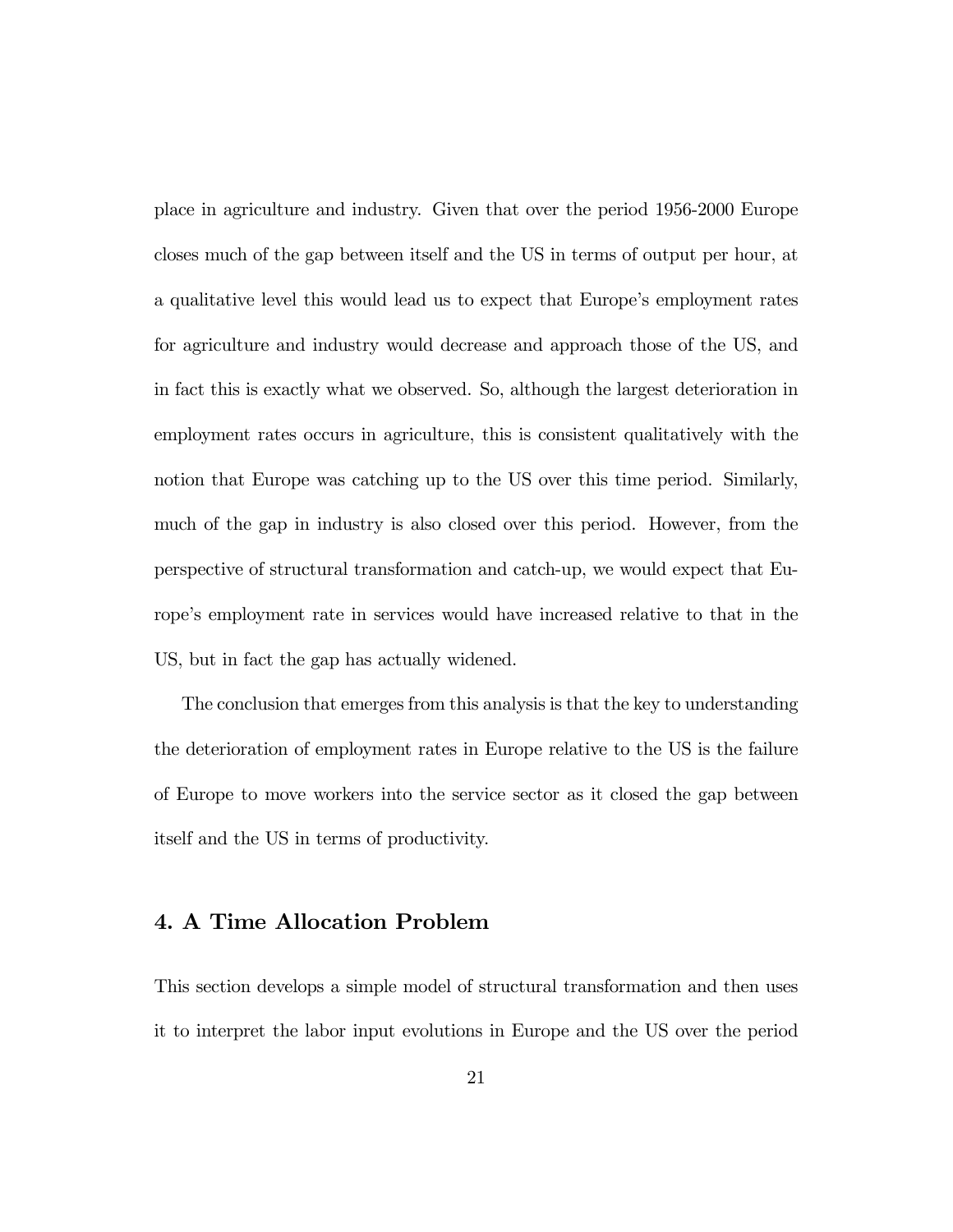place in agriculture and industry. Given that over the period 1956-2000 Europe closes much of the gap between itself and the US in terms of output per hour, at a qualitative level this would lead us to expect that Europe's employment rates for agriculture and industry would decrease and approach those of the US, and in fact this is exactly what we observed. So, although the largest deterioration in employment rates occurs in agriculture, this is consistent qualitatively with the notion that Europe was catching up to the US over this time period. Similarly, much of the gap in industry is also closed over this period. However, from the perspective of structural transformation and catch-up, we would expect that Europe's employment rate in services would have increased relative to that in the US, but in fact the gap has actually widened.

The conclusion that emerges from this analysis is that the key to understanding the deterioration of employment rates in Europe relative to the US is the failure of Europe to move workers into the service sector as it closed the gap between itself and the US in terms of productivity.

## 4. A Time Allocation Problem

This section develops a simple model of structural transformation and then uses it to interpret the labor input evolutions in Europe and the US over the period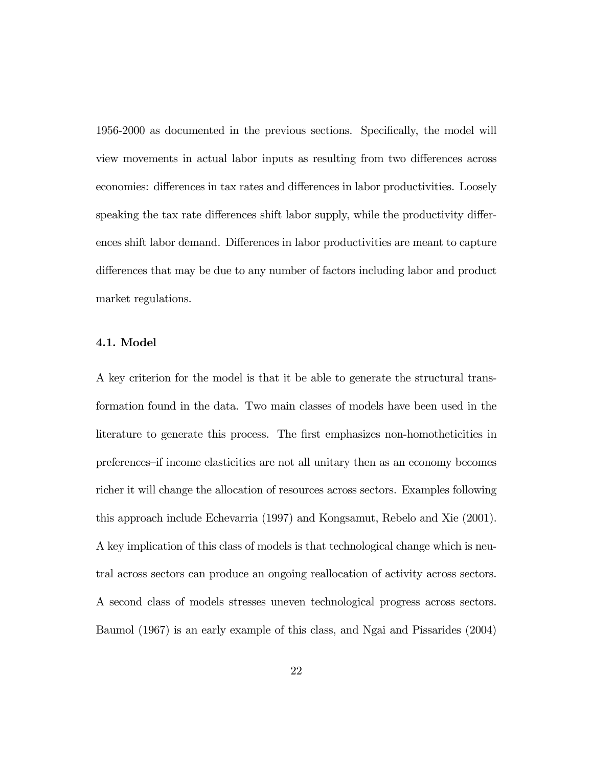1956-2000 as documented in the previous sections. Specifically, the model will view movements in actual labor inputs as resulting from two differences across economies: differences in tax rates and differences in labor productivities. Loosely speaking the tax rate differences shift labor supply, while the productivity differences shift labor demand. Differences in labor productivities are meant to capture differences that may be due to any number of factors including labor and product market regulations.

### 4.1. Model

A key criterion for the model is that it be able to generate the structural transformation found in the data. Two main classes of models have been used in the literature to generate this process. The first emphasizes non-homotheticicities in preferences–if income elasticities are not all unitary then as an economy becomes richer it will change the allocation of resources across sectors. Examples following this approach include Echevarria (1997) and Kongsamut, Rebelo and Xie (2001). A key implication of this class of models is that technological change which is neutral across sectors can produce an ongoing reallocation of activity across sectors. A second class of models stresses uneven technological progress across sectors. Baumol (1967) is an early example of this class, and Ngai and Pissarides (2004)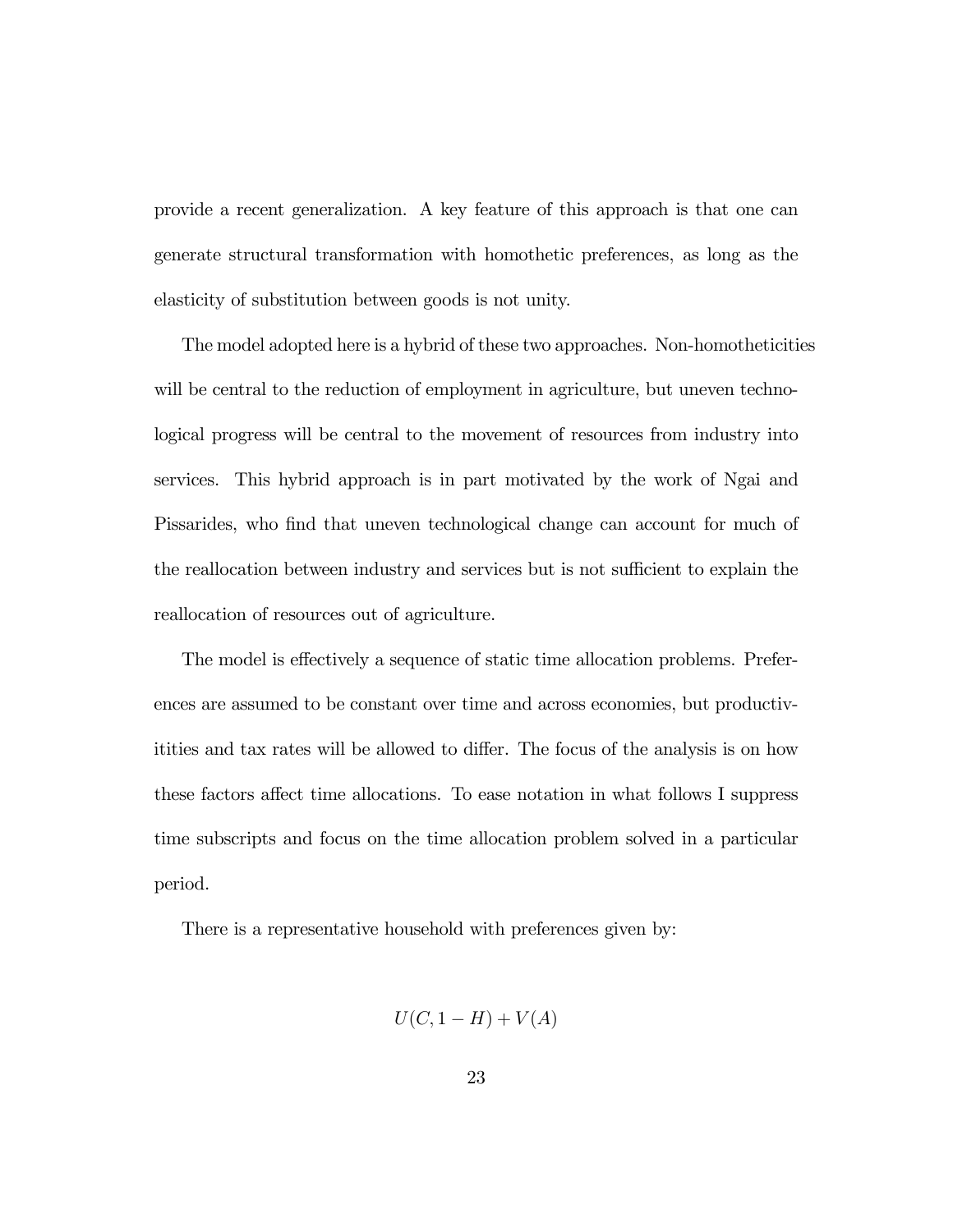provide a recent generalization. A key feature of this approach is that one can generate structural transformation with homothetic preferences, as long as the elasticity of substitution between goods is not unity.

The model adopted here is a hybrid of these two approaches. Non-homotheticities will be central to the reduction of employment in agriculture, but uneven technological progress will be central to the movement of resources from industry into services. This hybrid approach is in part motivated by the work of Ngai and Pissarides, who find that uneven technological change can account for much of the reallocation between industry and services but is not sufficient to explain the reallocation of resources out of agriculture.

The model is effectively a sequence of static time allocation problems. Preferences are assumed to be constant over time and across economies, but productivitities and tax rates will be allowed to differ. The focus of the analysis is on how these factors affect time allocations. To ease notation in what follows I suppress time subscripts and focus on the time allocation problem solved in a particular period.

There is a representative household with preferences given by:

$$U(C, 1 - H) + V(A)$$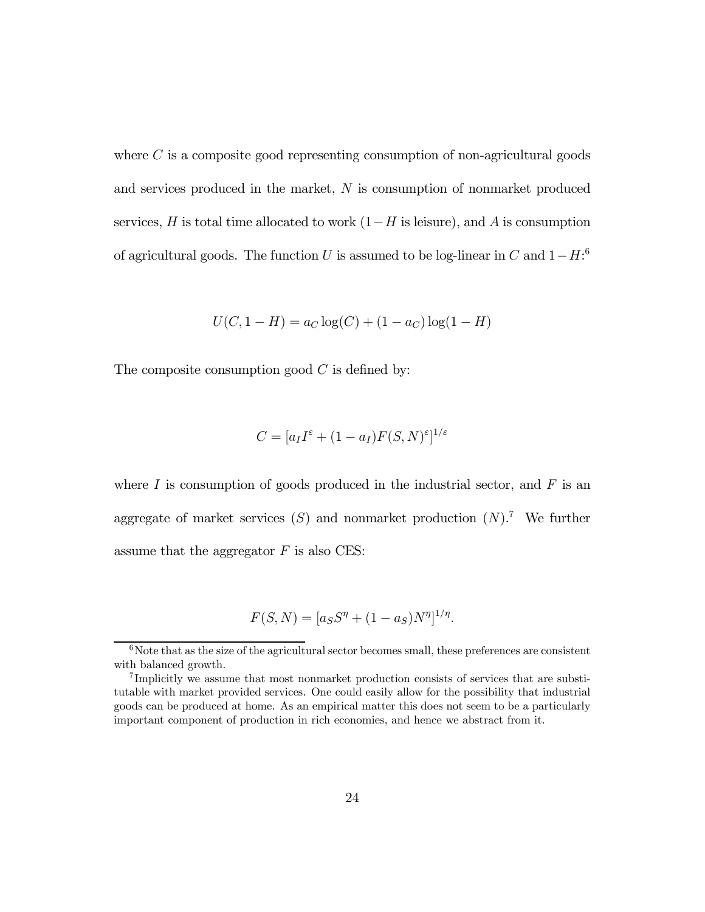where $C$ is a composite good representing consumption of non-agricultural goods and services produced in the market, $N$ is consumption of nonmarket produced services, $H$ is total time allocated to work ($1-H$ is leisure), and $A$ is consumption of agricultural goods. The function $U$ is assumed to be log-linear in $C$ and $1-H$:[6]

$$U(C, 1-H) = a_C \log(C) + (1-a_C)\log(1-H)$$

The composite consumption good $C$ is defined by:

$$C = [a_I I^{\varepsilon} + (1-a_I)F(S,N)^{\varepsilon}]^{1/\varepsilon}$$

where $I$ is consumption of goods produced in the industrial sector, and $F$ is an aggregate of market services ($S$) and nonmarket production ($N$).[7] We further assume that the aggregator $F$ is also CES:

$$F(S,N) = [a_S S^{\eta} + (1-a_S)N^{\eta}]^{1/\eta}.$$

[6] Note that as the size of the agricultural sector becomes small, these preferences are consistent with balanced growth.

[7] Implicitly we assume that most nonmarket production consists of services that are substitutable with market provided services. One could easily allow for the possibility that industrial goods can be produced at home. As an empirical matter this does not seem to be a particularly important component of production in rich economies, and hence we abstract from it.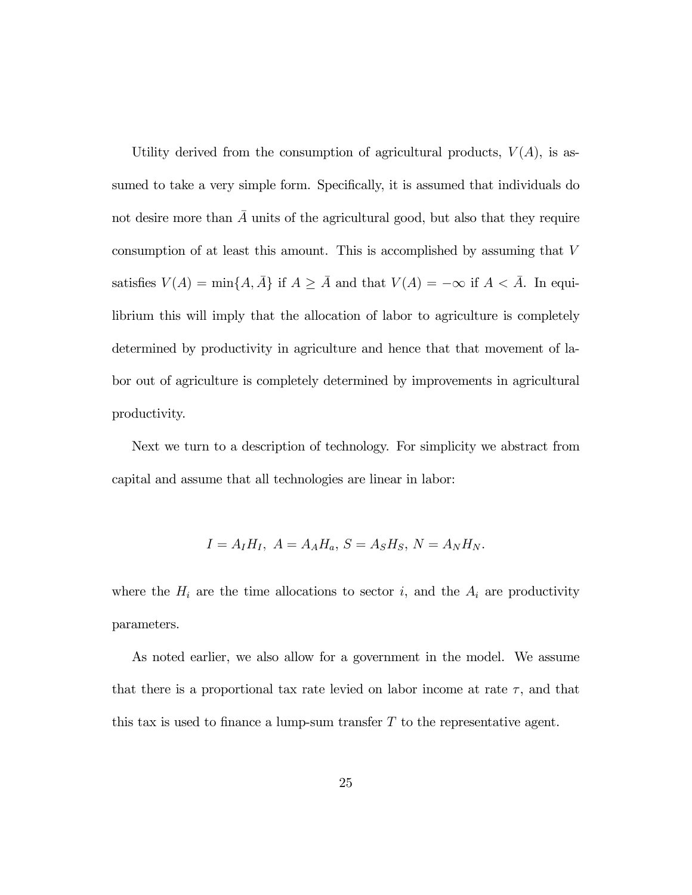Utility derived from the consumption of agricultural products, $V(A)$, is assumed to take a very simple form. Specifically, it is assumed that individuals do not desire more than $\bar{A}$ units of the agricultural good, but also that they require consumption of at least this amount. This is accomplished by assuming that $V$ satisfies $V(A) = \min\{A, \bar{A}\}$ if $A \geq \bar{A}$ and that $V(A) = -\infty$ if $A < \bar{A}$. In equilibrium this will imply that the allocation of labor to agriculture is completely determined by productivity in agriculture and hence that that movement of labor out of agriculture is completely determined by improvements in agricultural productivity.

Next we turn to a description of technology. For simplicity we abstract from capital and assume that all technologies are linear in labor:

$$I = A_I H_I,\ A = A_A H_a,\ S = A_S H_S,\ N = A_N H_N.$$

where the $H_i$ are the time allocations to sector $i$, and the $A_i$ are productivity parameters.

As noted earlier, we also allow for a government in the model. We assume that there is a proportional tax rate levied on labor income at rate $\tau$, and that this tax is used to finance a lump-sum transfer $T$ to the representative agent.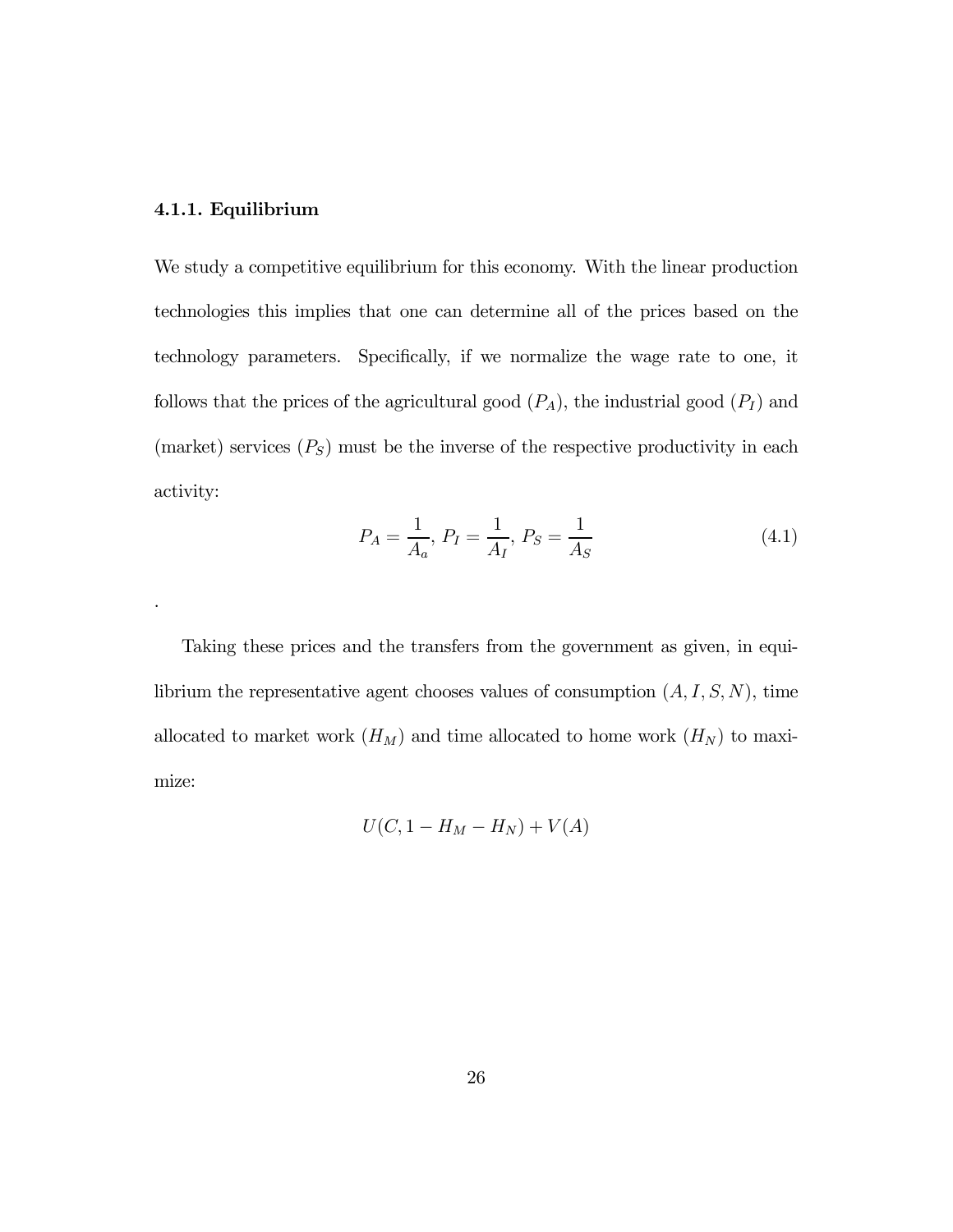### 4.1.1. Equilibrium

We study a competitive equilibrium for this economy. With the linear production technologies this implies that one can determine all of the prices based on the technology parameters. Specifically, if we normalize the wage rate to one, it follows that the prices of the agricultural good ($P_A$), the industrial good ($P_I$) and (market) services ($P_S$) must be the inverse of the respective productivity in each activity:

$$P_A = \frac{1}{A_a},\ P_I = \frac{1}{A_I},\ P_S = \frac{1}{A_S} \tag{4.1}$$

.

Taking these prices and the transfers from the government as given, in equilibrium the representative agent chooses values of consumption $(A, I, S, N)$, time allocated to market work $(H_M)$ and time allocated to home work $(H_N)$ to maximize:

$$U(C, 1 - H_M - H_N) + V(A)$$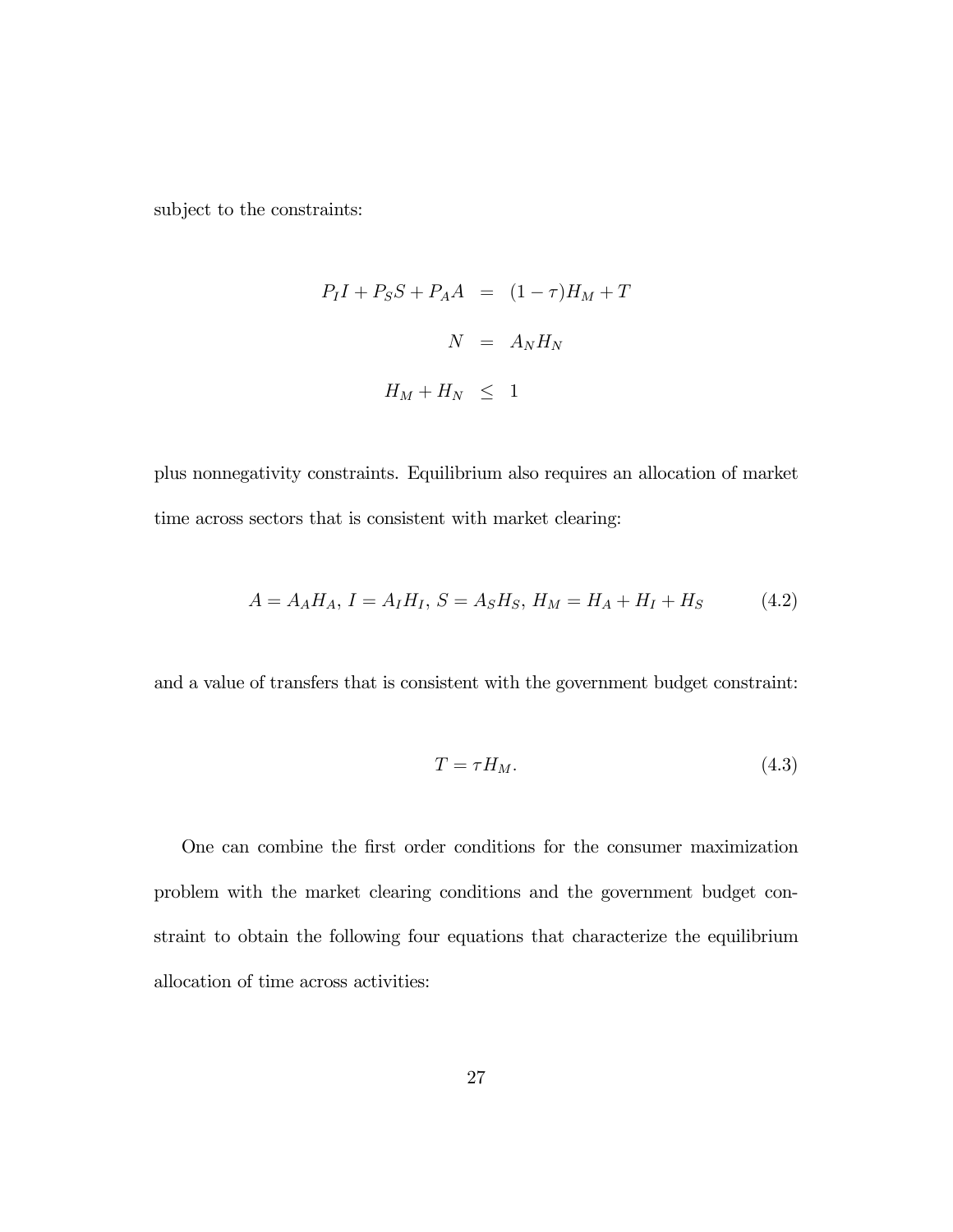subject to the constraints:

$$
\begin{aligned}
P_I I + P_S S + P_A A &= (1-\tau) H_M + T \\
N &= A_N H_N \\
H_M + H_N &\leq 1
\end{aligned}
$$

plus nonnegativity constraints. Equilibrium also requires an allocation of market time across sectors that is consistent with market clearing:

$$
A = A_A H_A, \; I = A_I H_I, \; S = A_S H_S, \; H_M = H_A + H_I + H_S \tag{4.2}
$$

and a value of transfers that is consistent with the government budget constraint:

$$
T = \tau H_M. \tag{4.3}
$$

One can combine the first order conditions for the consumer maximization problem with the market clearing conditions and the government budget constraint to obtain the following four equations that characterize the equilibrium allocation of time across activities: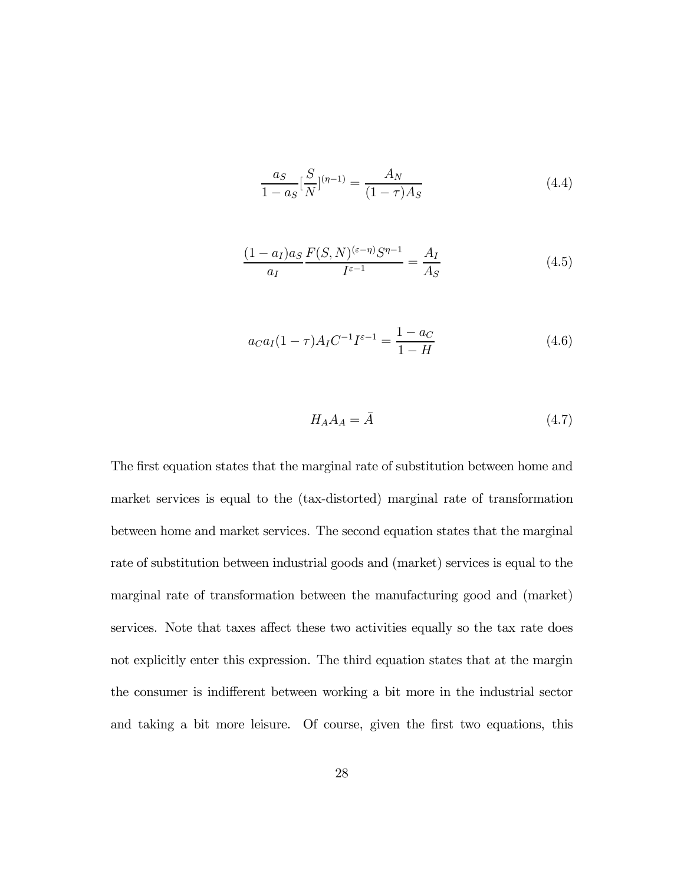$$\frac{a_S}{1-a_S}[\frac{S}{N}]^{(\eta-1)} = \frac{A_N}{(1-\tau)A_S} \tag{4.4}$$

$$\frac{(1-a_I)a_S}{a_I}\frac{F(S,N)^{(\varepsilon-\eta)}S^{\eta-1}}{I^{\varepsilon-1}} = \frac{A_I}{A_S} \tag{4.5}$$

$$a_C a_I (1-\tau) A_I C^{-1} I^{\varepsilon-1} = \frac{1-a_C}{1-H} \tag{4.6}$$

$$H_A A_A = \bar{A} \tag{4.7}$$

The first equation states that the marginal rate of substitution between home and market services is equal to the (tax-distorted) marginal rate of transformation between home and market services. The second equation states that the marginal rate of substitution between industrial goods and (market) services is equal to the marginal rate of transformation between the manufacturing good and (market) services. Note that taxes affect these two activities equally so the tax rate does not explicitly enter this expression. The third equation states that at the margin the consumer is indifferent between working a bit more in the industrial sector and taking a bit more leisure. Of course, given the first two equations, this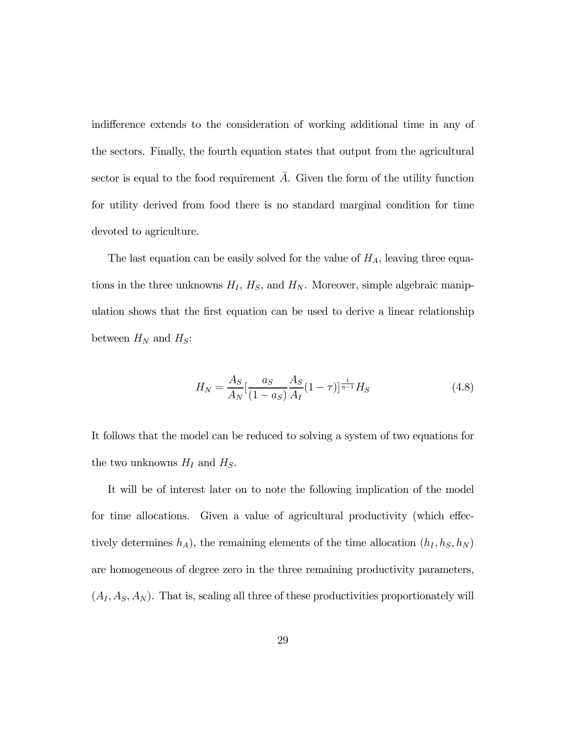indifference extends to the consideration of working additional time in any of the sectors. Finally, the fourth equation states that output from the agricultural sector is equal to the food requirement $\bar{A}$. Given the form of the utility function for utility derived from food there is no standard marginal condition for time devoted to agriculture.

The last equation can be easily solved for the value of $H_A$, leaving three equations in the three unknowns $H_I$, $H_S$, and $H_N$. Moreover, simple algebraic manipulation shows that the first equation can be used to derive a linear relationship between $H_N$ and $H_S$:

$$H_N = \frac{A_S}{A_N}\left[\frac{a_S}{(1-a_S)}\frac{A_S}{A_I}(1-\tau)\right]^{\frac{1}{\eta-1}} H_S \tag{4.8}$$

It follows that the model can be reduced to solving a system of two equations for the two unknowns $H_I$ and $H_S$.

It will be of interest later on to note the following implication of the model for time allocations. Given a value of agricultural productivity (which effectively determines $h_A$), the remaining elements of the time allocation $(h_I, h_S, h_N)$ are homogeneous of degree zero in the three remaining productivity parameters, $(A_I, A_S, A_N)$. That is, scaling all three of these productivities proportionately will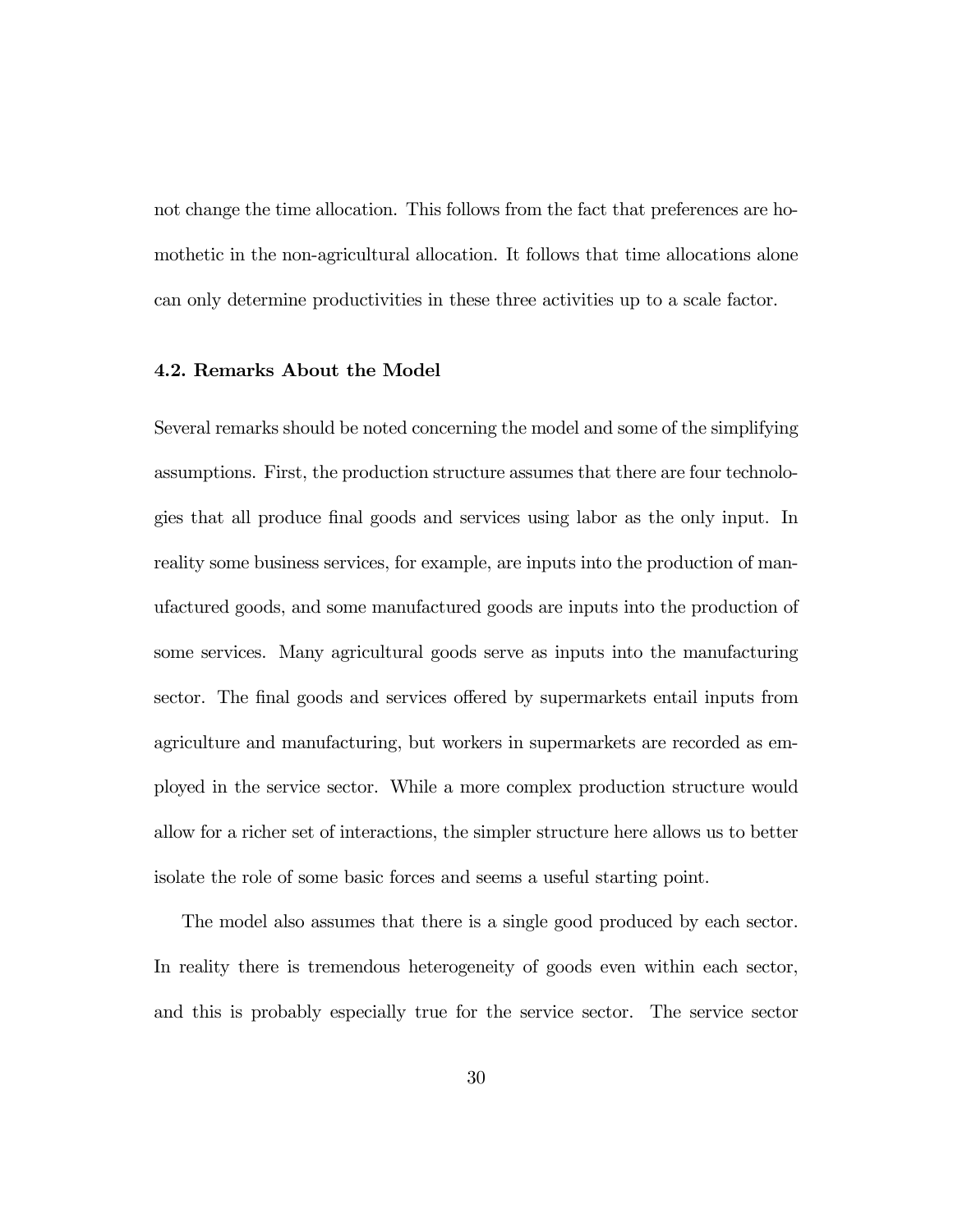not change the time allocation. This follows from the fact that preferences are homothetic in the non-agricultural allocation. It follows that time allocations alone can only determine productivities in these three activities up to a scale factor.

### 4.2. Remarks About the Model

Several remarks should be noted concerning the model and some of the simplifying assumptions. First, the production structure assumes that there are four technologies that all produce final goods and services using labor as the only input. In reality some business services, for example, are inputs into the production of manufactured goods, and some manufactured goods are inputs into the production of some services. Many agricultural goods serve as inputs into the manufacturing sector. The final goods and services offered by supermarkets entail inputs from agriculture and manufacturing, but workers in supermarkets are recorded as employed in the service sector. While a more complex production structure would allow for a richer set of interactions, the simpler structure here allows us to better isolate the role of some basic forces and seems a useful starting point.

The model also assumes that there is a single good produced by each sector. In reality there is tremendous heterogeneity of goods even within each sector, and this is probably especially true for the service sector. The service sector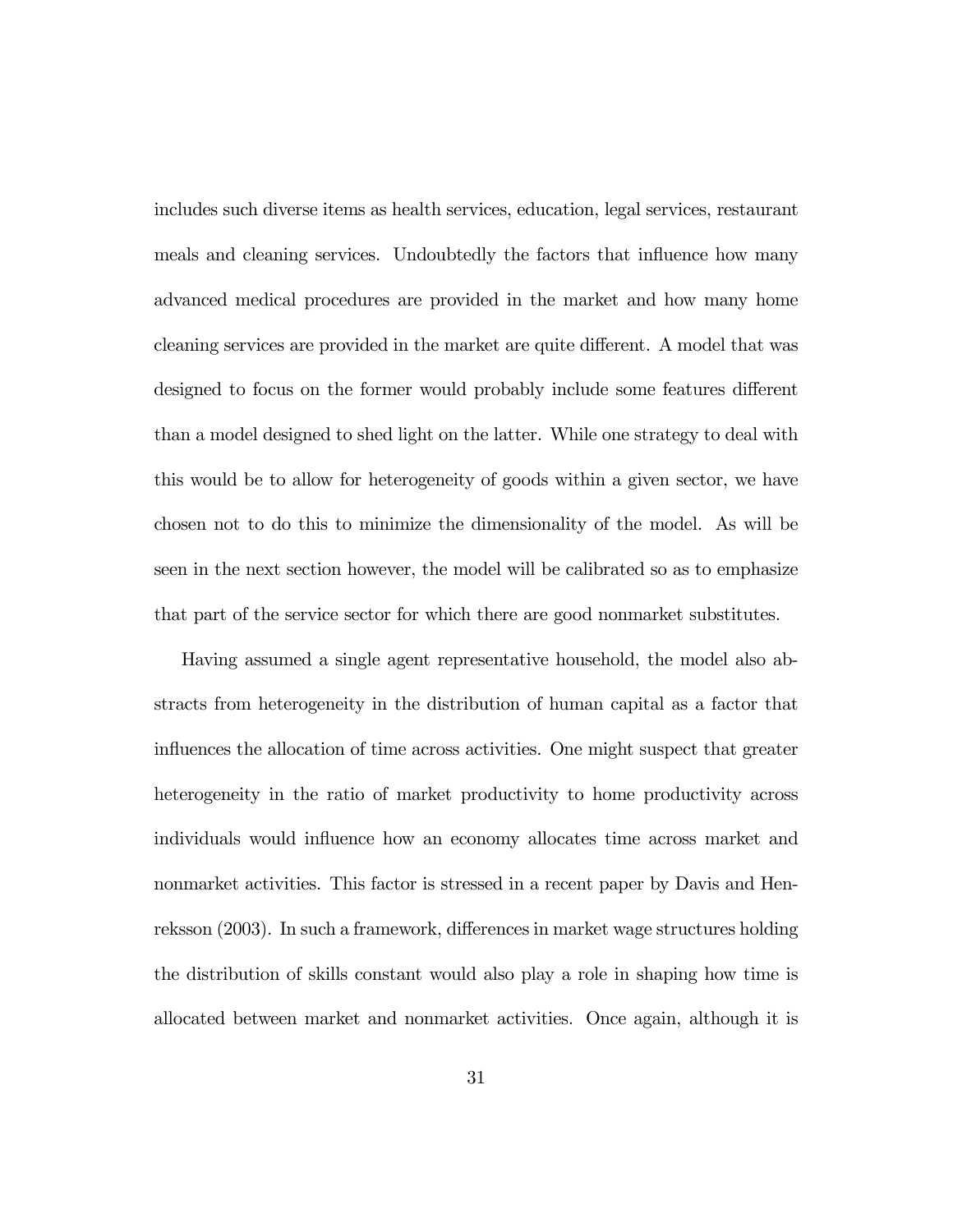includes such diverse items as health services, education, legal services, restaurant meals and cleaning services. Undoubtedly the factors that influence how many advanced medical procedures are provided in the market and how many home cleaning services are provided in the market are quite different. A model that was designed to focus on the former would probably include some features different than a model designed to shed light on the latter. While one strategy to deal with this would be to allow for heterogeneity of goods within a given sector, we have chosen not to do this to minimize the dimensionality of the model. As will be seen in the next section however, the model will be calibrated so as to emphasize that part of the service sector for which there are good nonmarket substitutes.

Having assumed a single agent representative household, the model also abstracts from heterogeneity in the distribution of human capital as a factor that influences the allocation of time across activities. One might suspect that greater heterogeneity in the ratio of market productivity to home productivity across individuals would influence how an economy allocates time across market and nonmarket activities. This factor is stressed in a recent paper by Davis and Henreksson (2003). In such a framework, differences in market wage structures holding the distribution of skills constant would also play a role in shaping how time is allocated between market and nonmarket activities. Once again, although it is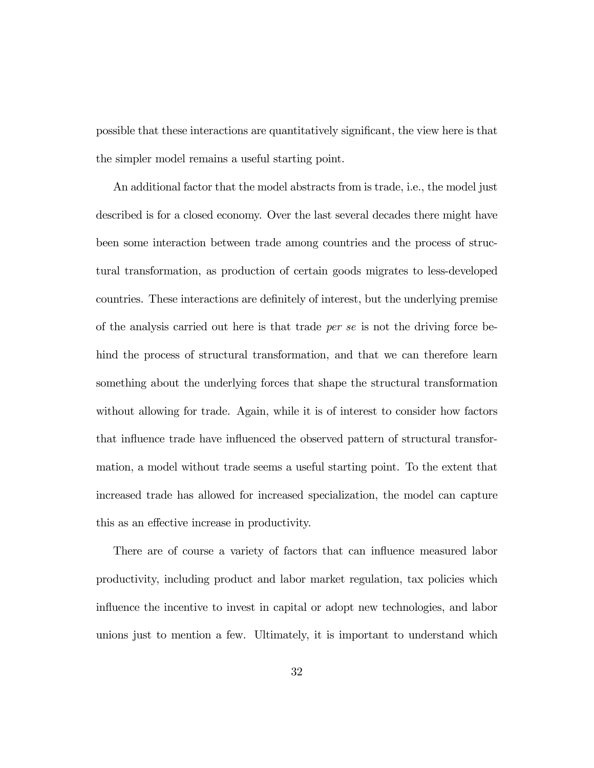possible that these interactions are quantitatively significant, the view here is that the simpler model remains a useful starting point.

An additional factor that the model abstracts from is trade, i.e., the model just described is for a closed economy. Over the last several decades there might have been some interaction between trade among countries and the process of structural transformation, as production of certain goods migrates to less-developed countries. These interactions are definitely of interest, but the underlying premise of the analysis carried out here is that trade *per se* is not the driving force behind the process of structural transformation, and that we can therefore learn something about the underlying forces that shape the structural transformation without allowing for trade. Again, while it is of interest to consider how factors that influence trade have influenced the observed pattern of structural transformation, a model without trade seems a useful starting point. To the extent that increased trade has allowed for increased specialization, the model can capture this as an effective increase in productivity.

There are of course a variety of factors that can influence measured labor productivity, including product and labor market regulation, tax policies which influence the incentive to invest in capital or adopt new technologies, and labor unions just to mention a few. Ultimately, it is important to understand which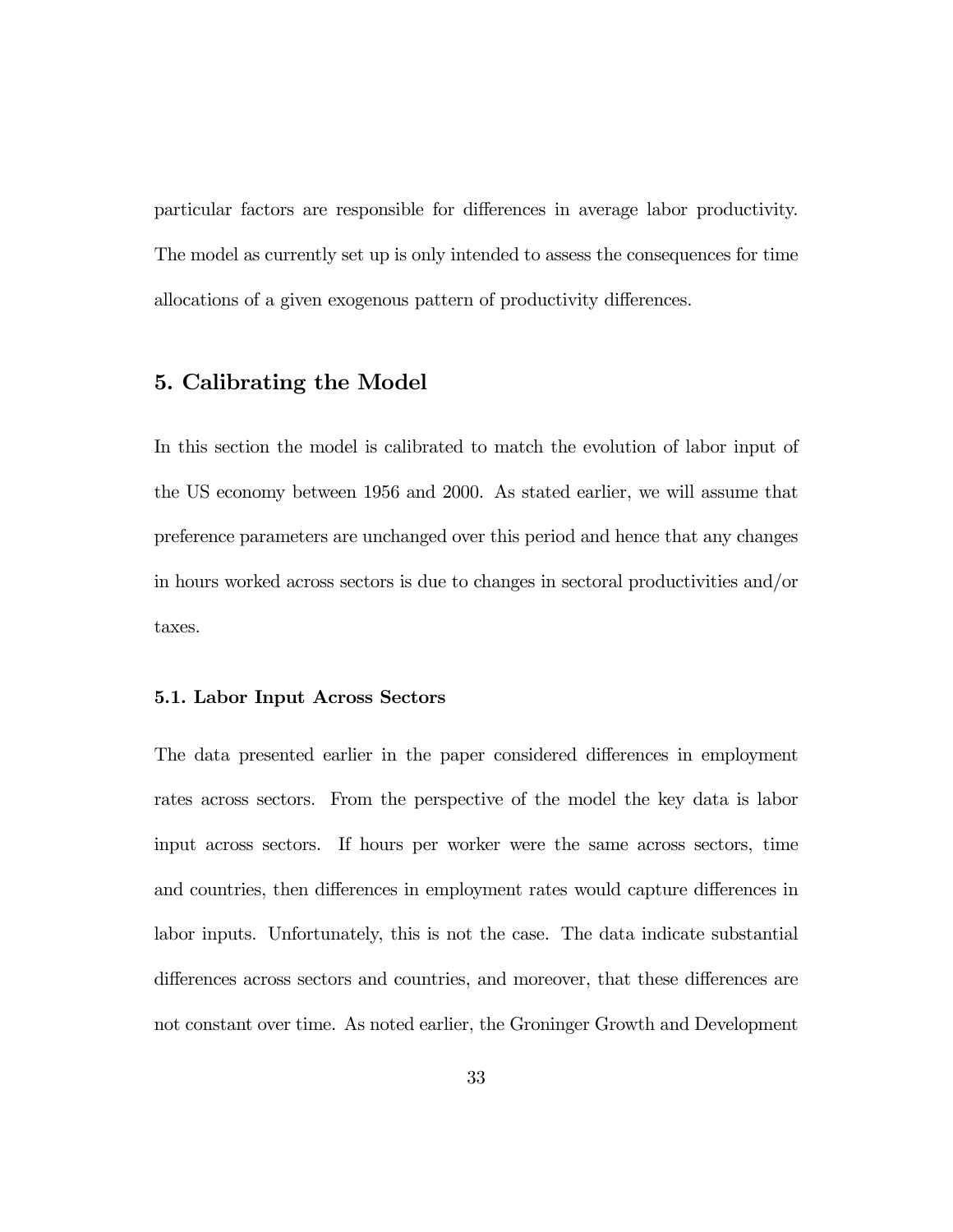particular factors are responsible for differences in average labor productivity. The model as currently set up is only intended to assess the consequences for time allocations of a given exogenous pattern of productivity differences.

## 5. Calibrating the Model

In this section the model is calibrated to match the evolution of labor input of the US economy between 1956 and 2000. As stated earlier, we will assume that preference parameters are unchanged over this period and hence that any changes in hours worked across sectors is due to changes in sectoral productivities and/or taxes.

### 5.1. Labor Input Across Sectors

The data presented earlier in the paper considered differences in employment rates across sectors. From the perspective of the model the key data is labor input across sectors. If hours per worker were the same across sectors, time and countries, then differences in employment rates would capture differences in labor inputs. Unfortunately, this is not the case. The data indicate substantial differences across sectors and countries, and moreover, that these differences are not constant over time. As noted earlier, the Groninger Growth and Development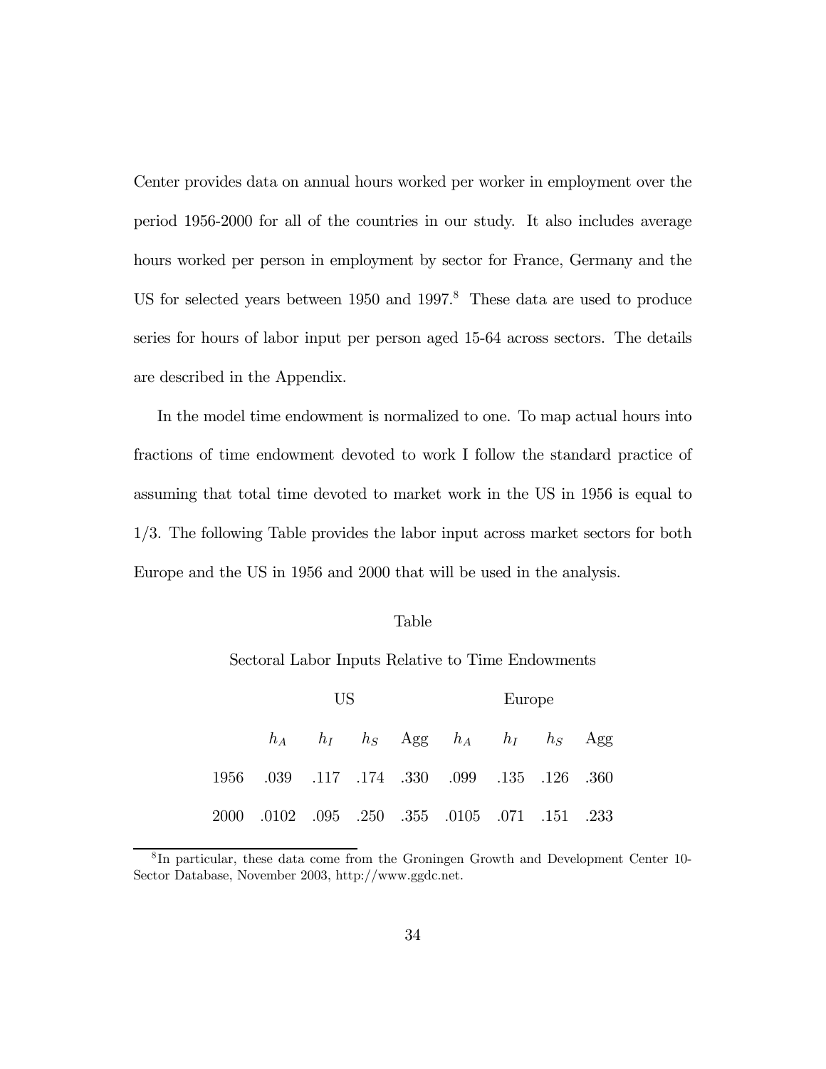Center provides data on annual hours worked per worker in employment over the period 1956-2000 for all of the countries in our study. It also includes average hours worked per person in employment by sector for France, Germany and the US for selected years between 1950 and 1997.[8] These data are used to produce series for hours of labor input per person aged 15-64 across sectors. The details are described in the Appendix.

In the model time endowment is normalized to one. To map actual hours into fractions of time endowment devoted to work I follow the standard practice of assuming that total time devoted to market work in the US in 1956 is equal to 1/3. The following Table provides the labor input across market sectors for both Europe and the US in 1956 and 2000 that will be used in the analysis.

Table

Sectoral Labor Inputs Relative to Time Endowments

| | US | | | | Europe | | | |
|---|---|---|---|---|---|---|---|---|
| | $h_A$ | $h_I$ | $h_S$ | Agg | $h_A$ | $h_I$ | $h_S$ | Agg |
| 1956 | .039 | .117 | .174 | .330 | .099 | .135 | .126 | .360 |
| 2000 | .0102 | .095 | .250 | .355 | .0105 | .071 | .151 | .233 |

[8] In particular, these data come from the Groningen Growth and Development Center 10-Sector Database, November 2003, http://www.ggdc.net.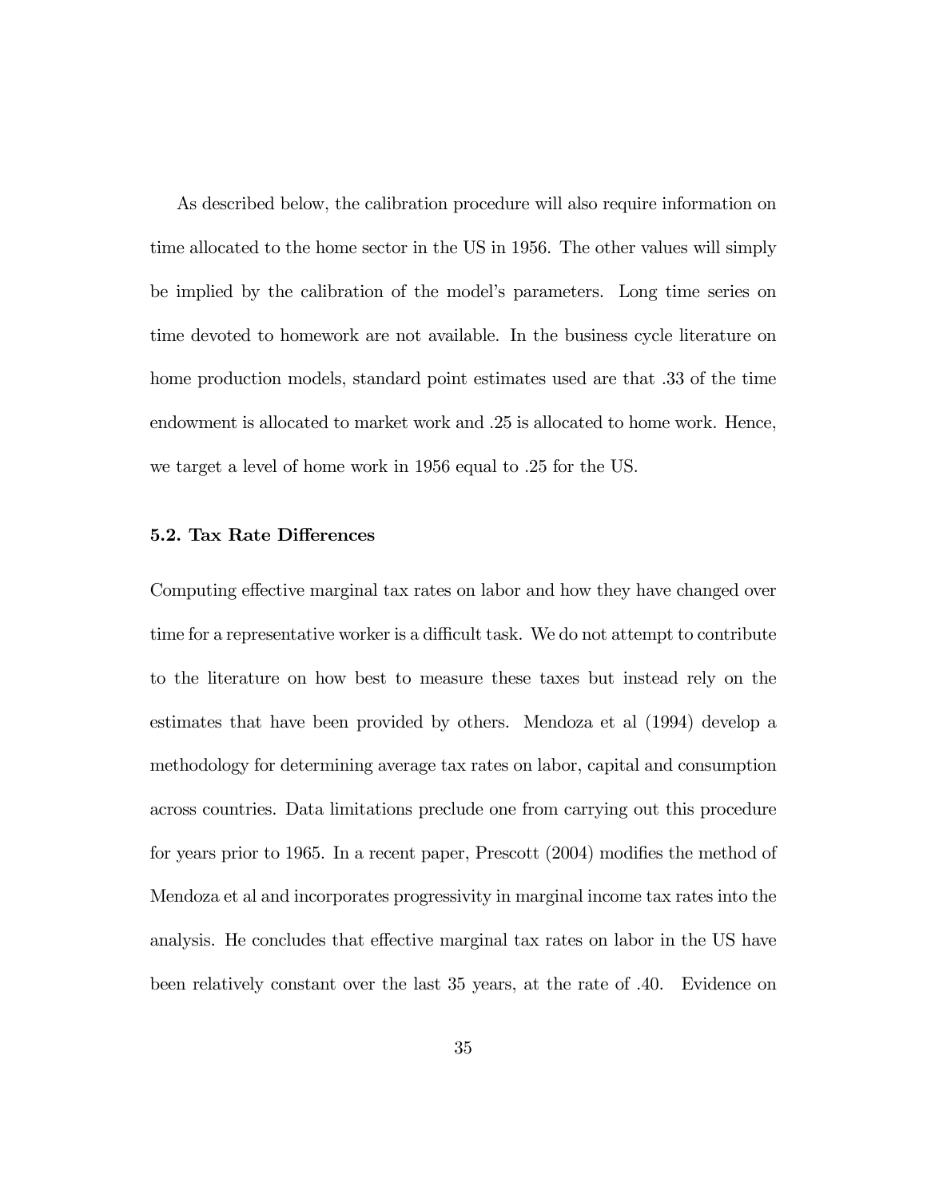As described below, the calibration procedure will also require information on time allocated to the home sector in the US in 1956. The other values will simply be implied by the calibration of the model's parameters. Long time series on time devoted to homework are not available. In the business cycle literature on home production models, standard point estimates used are that .33 of the time endowment is allocated to market work and .25 is allocated to home work. Hence, we target a level of home work in 1956 equal to .25 for the US.

### 5.2. Tax Rate Differences

Computing effective marginal tax rates on labor and how they have changed over time for a representative worker is a difficult task. We do not attempt to contribute to the literature on how best to measure these taxes but instead rely on the estimates that have been provided by others. Mendoza et al (1994) develop a methodology for determining average tax rates on labor, capital and consumption across countries. Data limitations preclude one from carrying out this procedure for years prior to 1965. In a recent paper, Prescott (2004) modifies the method of Mendoza et al and incorporates progressivity in marginal income tax rates into the analysis. He concludes that effective marginal tax rates on labor in the US have been relatively constant over the last 35 years, at the rate of .40. Evidence on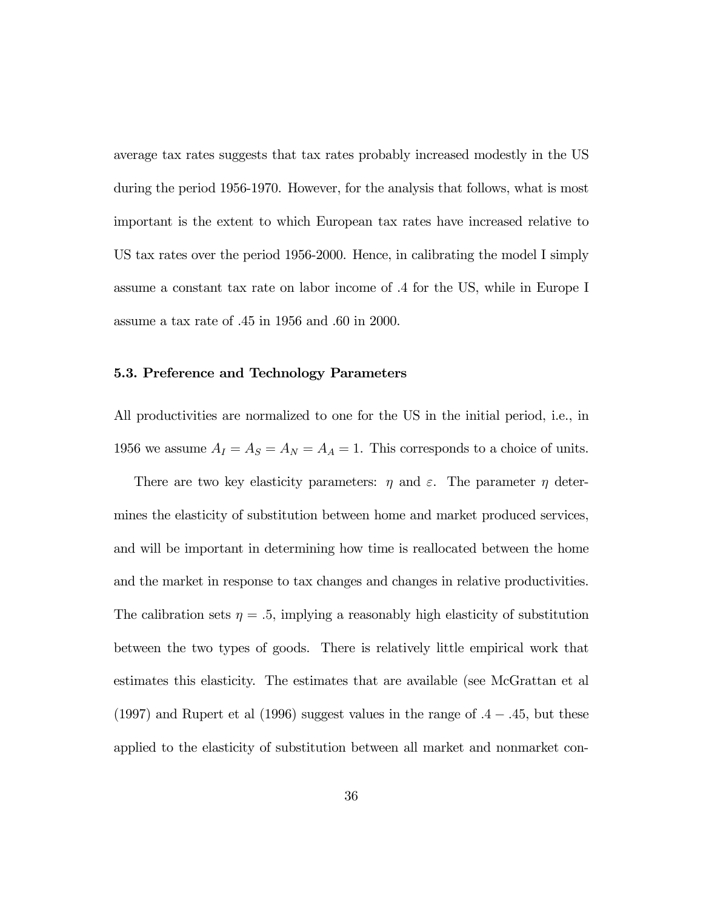average tax rates suggests that tax rates probably increased modestly in the US during the period 1956-1970. However, for the analysis that follows, what is most important is the extent to which European tax rates have increased relative to US tax rates over the period 1956-2000. Hence, in calibrating the model I simply assume a constant tax rate on labor income of .4 for the US, while in Europe I assume a tax rate of .45 in 1956 and .60 in 2000.

### 5.3. Preference and Technology Parameters

All productivities are normalized to one for the US in the initial period, i.e., in 1956 we assume $A_I = A_S = A_N = A_A = 1$. This corresponds to a choice of units.

There are two key elasticity parameters: $\eta$ and $\varepsilon$. The parameter $\eta$ determines the elasticity of substitution between home and market produced services, and will be important in determining how time is reallocated between the home and the market in response to tax changes and changes in relative productivities. The calibration sets $\eta = .5$, implying a reasonably high elasticity of substitution between the two types of goods. There is relatively little empirical work that estimates this elasticity. The estimates that are available (see McGrattan et al (1997) and Rupert et al (1996) suggest values in the range of $.4 - .45$, but these applied to the elasticity of substitution between all market and nonmarket con-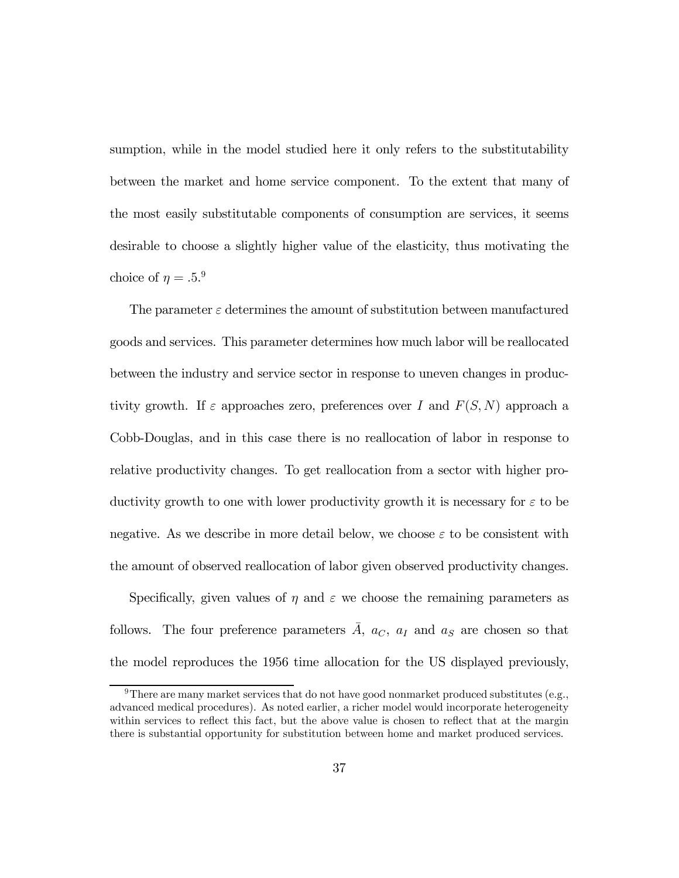sumption, while in the model studied here it only refers to the substitutability between the market and home service component. To the extent that many of the most easily substitutable components of consumption are services, it seems desirable to choose a slightly higher value of the elasticity, thus motivating the choice of $\eta = .5$.[9]

The parameter $\varepsilon$ determines the amount of substitution between manufactured goods and services. This parameter determines how much labor will be reallocated between the industry and service sector in response to uneven changes in productivity growth. If $\varepsilon$ approaches zero, preferences over $I$ and $F(S, N)$ approach a Cobb-Douglas, and in this case there is no reallocation of labor in response to relative productivity changes. To get reallocation from a sector with higher productivity growth to one with lower productivity growth it is necessary for $\varepsilon$ to be negative. As we describe in more detail below, we choose $\varepsilon$ to be consistent with the amount of observed reallocation of labor given observed productivity changes.

Specifically, given values of $\eta$ and $\varepsilon$ we choose the remaining parameters as follows. The four preference parameters $\bar{A}$, $a_C$, $a_I$ and $a_S$ are chosen so that the model reproduces the 1956 time allocation for the US displayed previously,

[9] There are many market services that do not have good nonmarket produced substitutes (e.g., advanced medical procedures). As noted earlier, a richer model would incorporate heterogeneity within services to reflect this fact, but the above value is chosen to reflect that at the margin there is substantial opportunity for substitution between home and market produced services.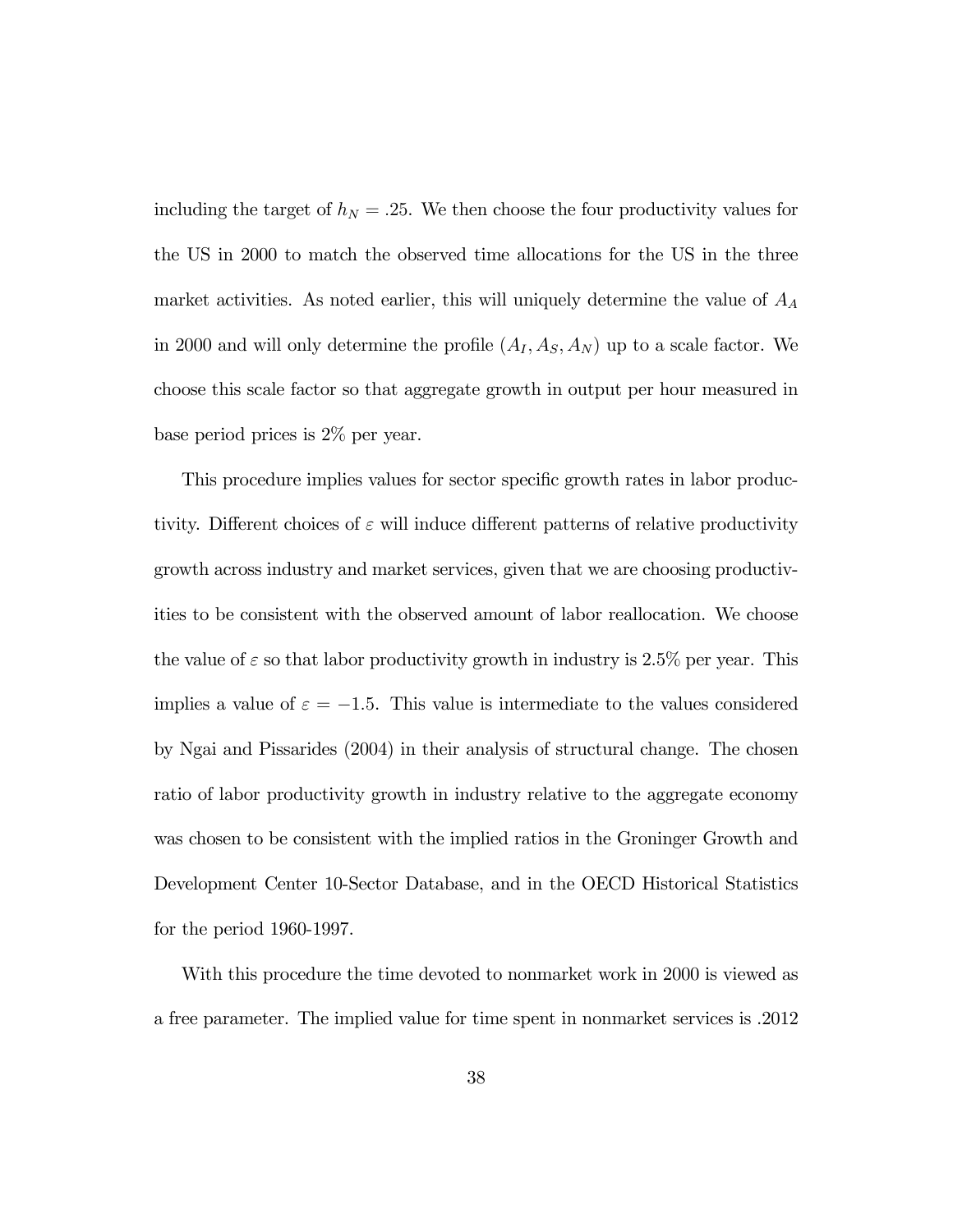including the target of $h_N = .25$. We then choose the four productivity values for the US in 2000 to match the observed time allocations for the US in the three market activities. As noted earlier, this will uniquely determine the value of $A_A$ in 2000 and will only determine the profile $(A_I, A_S, A_N)$ up to a scale factor. We choose this scale factor so that aggregate growth in output per hour measured in base period prices is 2% per year.

This procedure implies values for sector specific growth rates in labor productivity. Different choices of $\varepsilon$ will induce different patterns of relative productivity growth across industry and market services, given that we are choosing productivities to be consistent with the observed amount of labor reallocation. We choose the value of $\varepsilon$ so that labor productivity growth in industry is 2.5% per year. This implies a value of $\varepsilon = -1.5$. This value is intermediate to the values considered by Ngai and Pissarides (2004) in their analysis of structural change. The chosen ratio of labor productivity growth in industry relative to the aggregate economy was chosen to be consistent with the implied ratios in the Groninger Growth and Development Center 10-Sector Database, and in the OECD Historical Statistics for the period 1960-1997.

With this procedure the time devoted to nonmarket work in 2000 is viewed as a free parameter. The implied value for time spent in nonmarket services is .2012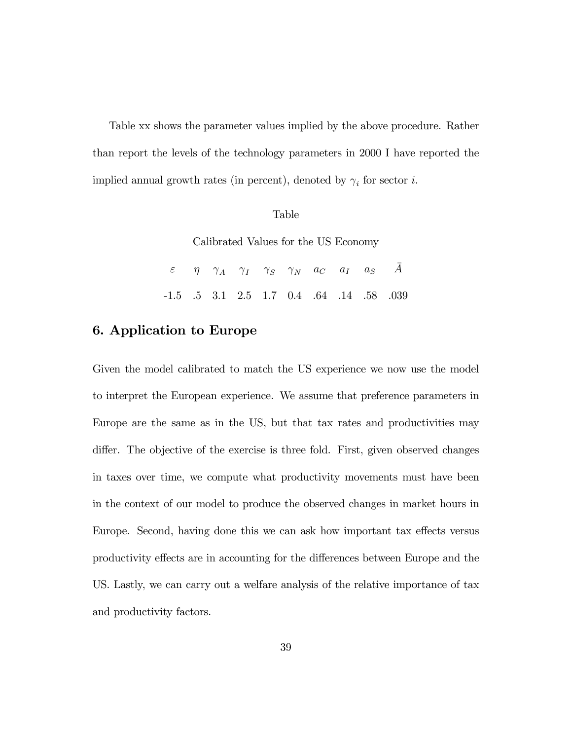Table xx shows the parameter values implied by the above procedure. Rather than report the levels of the technology parameters in 2000 I have reported the implied annual growth rates (in percent), denoted by $\gamma_i$ for sector $i$.

Table

Calibrated Values for the US Economy

| $\varepsilon$ | $\eta$ | $\gamma_A$ | $\gamma_I$ | $\gamma_S$ | $\gamma_N$ | $a_C$ | $a_I$ | $a_S$ | $\bar{A}$ |
|---|---|---|---|---|---|---|---|---|---|
| -1.5 | .5 | 3.1 | 2.5 | 1.7 | 0.4 | .64 | .14 | .58 | .039 |

## 6. Application to Europe

Given the model calibrated to match the US experience we now use the model to interpret the European experience. We assume that preference parameters in Europe are the same as in the US, but that tax rates and productivities may differ. The objective of the exercise is three fold. First, given observed changes in taxes over time, we compute what productivity movements must have been in the context of our model to produce the observed changes in market hours in Europe. Second, having done this we can ask how important tax effects versus productivity effects are in accounting for the differences between Europe and the US. Lastly, we can carry out a welfare analysis of the relative importance of tax and productivity factors.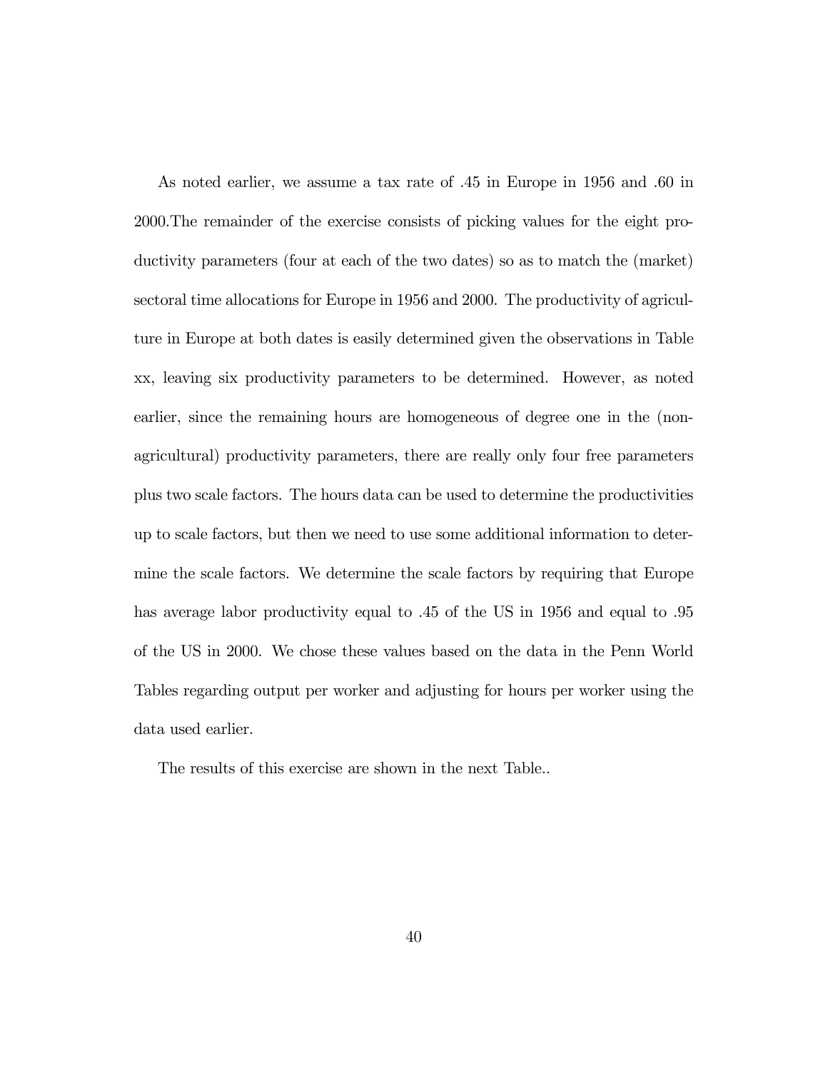As noted earlier, we assume a tax rate of .45 in Europe in 1956 and .60 in 2000.The remainder of the exercise consists of picking values for the eight productivity parameters (four at each of the two dates) so as to match the (market) sectoral time allocations for Europe in 1956 and 2000. The productivity of agriculture in Europe at both dates is easily determined given the observations in Table xx, leaving six productivity parameters to be determined. However, as noted earlier, since the remaining hours are homogeneous of degree one in the (non-agricultural) productivity parameters, there are really only four free parameters plus two scale factors. The hours data can be used to determine the productivities up to scale factors, but then we need to use some additional information to determine the scale factors. We determine the scale factors by requiring that Europe has average labor productivity equal to .45 of the US in 1956 and equal to .95 of the US in 2000. We chose these values based on the data in the Penn World Tables regarding output per worker and adjusting for hours per worker using the data used earlier.

The results of this exercise are shown in the next Table..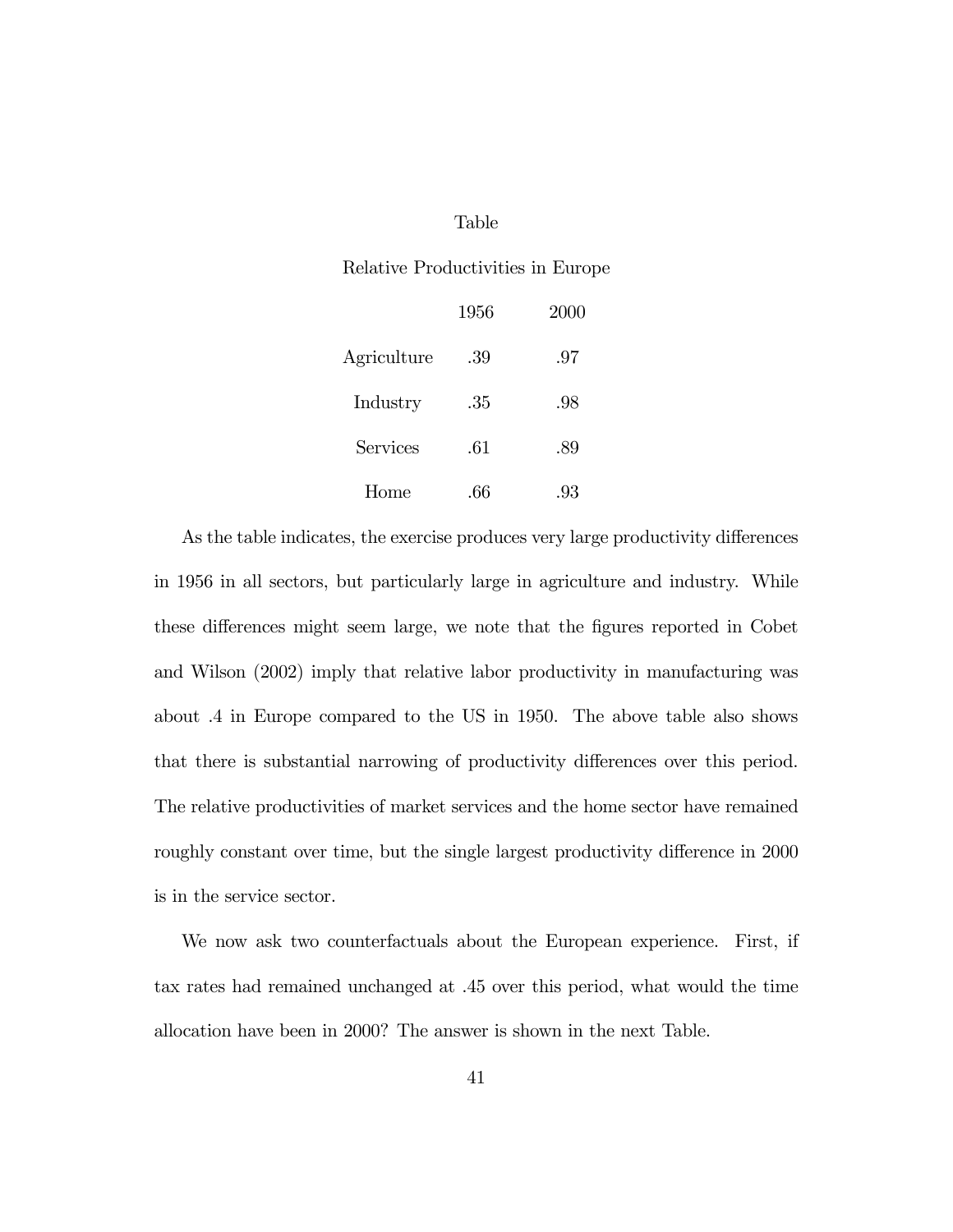Table

Relative Productivities in Europe

| | 1956 | 2000 |
|---|---|---|
| Agriculture | .39 | .97 |
| Industry | .35 | .98 |
| Services | .61 | .89 |
| Home | .66 | .93 |

As the table indicates, the exercise produces very large productivity differences in 1956 in all sectors, but particularly large in agriculture and industry. While these differences might seem large, we note that the figures reported in Cobet and Wilson (2002) imply that relative labor productivity in manufacturing was about .4 in Europe compared to the US in 1950. The above table also shows that there is substantial narrowing of productivity differences over this period. The relative productivities of market services and the home sector have remained roughly constant over time, but the single largest productivity difference in 2000 is in the service sector.

We now ask two counterfactuals about the European experience. First, if tax rates had remained unchanged at .45 over this period, what would the time allocation have been in 2000? The answer is shown in the next Table.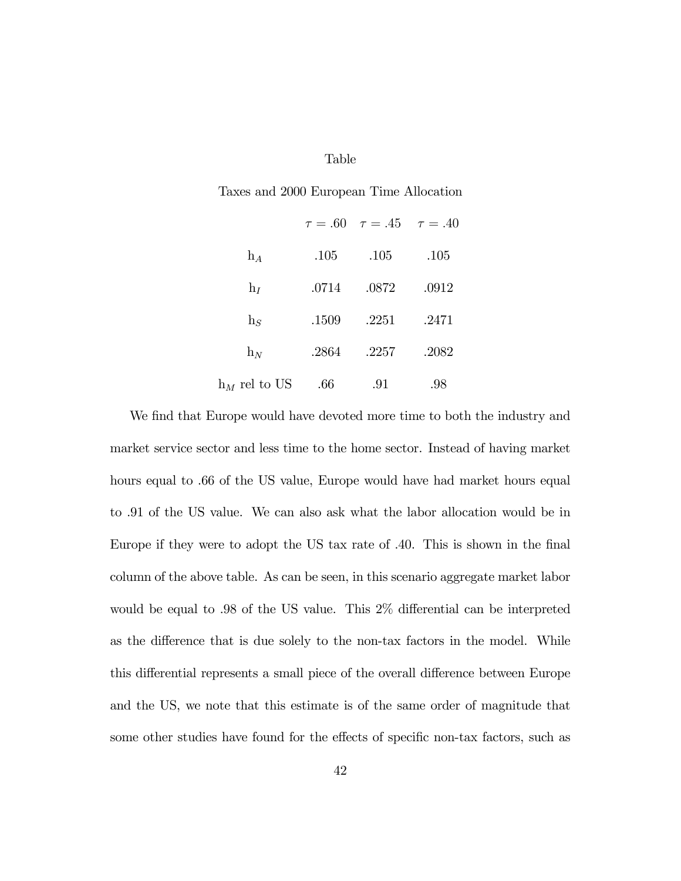Table

Taxes and 2000 European Time Allocation

| | $\tau = .60$ | $\tau = .45$ | $\tau = .40$ |
|---|---|---|---|
| $h_A$ | .105 | .105 | .105 |
| $h_I$ | .0714 | .0872 | .0912 |
| $h_S$ | .1509 | .2251 | .2471 |
| $h_N$ | .2864 | .2257 | .2082 |
| $h_M$ rel to US | .66 | .91 | .98 |

We find that Europe would have devoted more time to both the industry and market service sector and less time to the home sector. Instead of having market hours equal to .66 of the US value, Europe would have had market hours equal to .91 of the US value. We can also ask what the labor allocation would be in Europe if they were to adopt the US tax rate of .40. This is shown in the final column of the above table. As can be seen, in this scenario aggregate market labor would be equal to .98 of the US value. This 2% differential can be interpreted as the difference that is due solely to the non-tax factors in the model. While this differential represents a small piece of the overall difference between Europe and the US, we note that this estimate is of the same order of magnitude that some other studies have found for the effects of specific non-tax factors, such as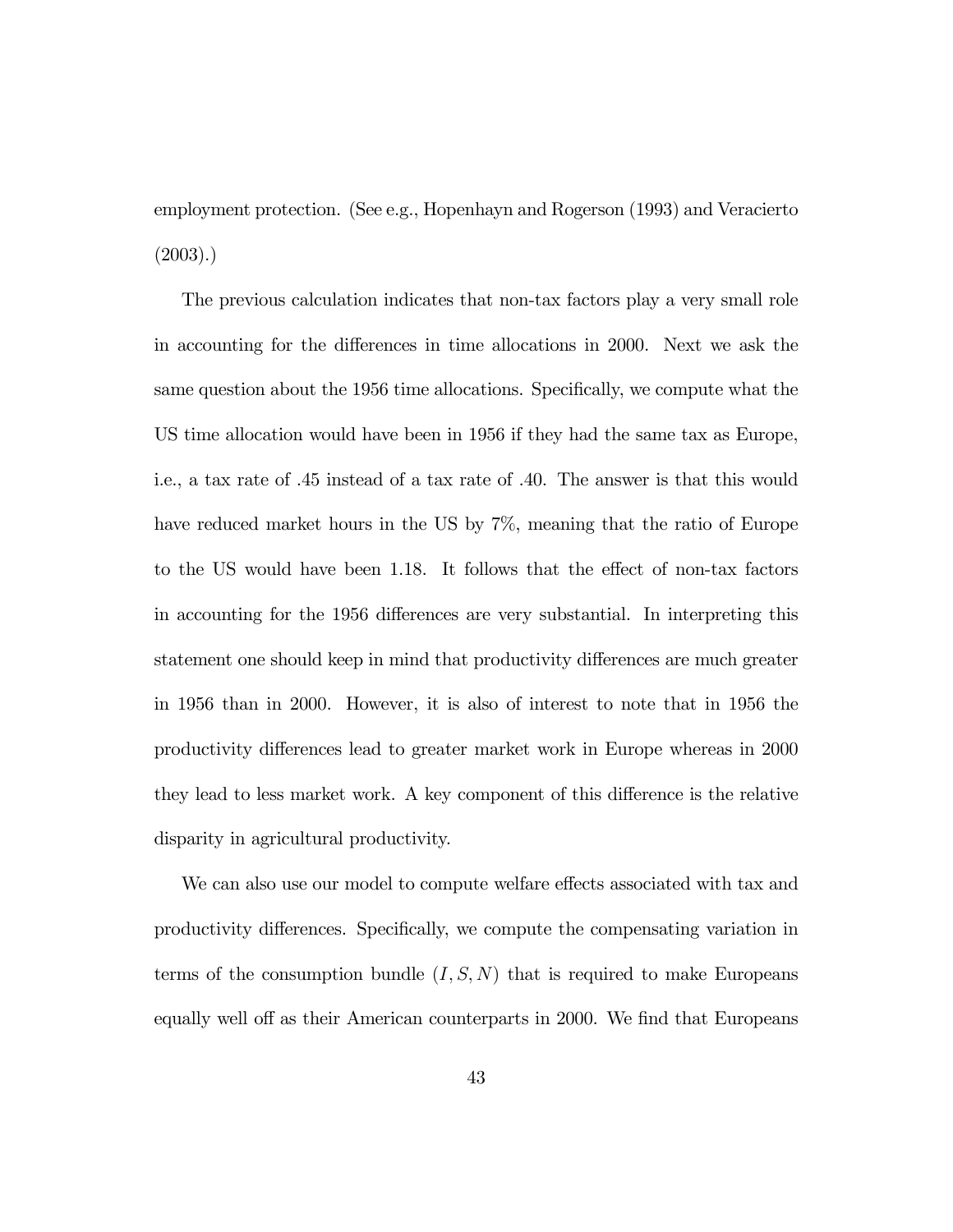employment protection. (See e.g., Hopenhayn and Rogerson (1993) and Veracierto (2003).)

The previous calculation indicates that non-tax factors play a very small role in accounting for the differences in time allocations in 2000. Next we ask the same question about the 1956 time allocations. Specifically, we compute what the US time allocation would have been in 1956 if they had the same tax as Europe, i.e., a tax rate of .45 instead of a tax rate of .40. The answer is that this would have reduced market hours in the US by 7%, meaning that the ratio of Europe to the US would have been 1.18. It follows that the effect of non-tax factors in accounting for the 1956 differences are very substantial. In interpreting this statement one should keep in mind that productivity differences are much greater in 1956 than in 2000. However, it is also of interest to note that in 1956 the productivity differences lead to greater market work in Europe whereas in 2000 they lead to less market work. A key component of this difference is the relative disparity in agricultural productivity.

We can also use our model to compute welfare effects associated with tax and productivity differences. Specifically, we compute the compensating variation in terms of the consumption bundle $(I, S, N)$ that is required to make Europeans equally well off as their American counterparts in 2000. We find that Europeans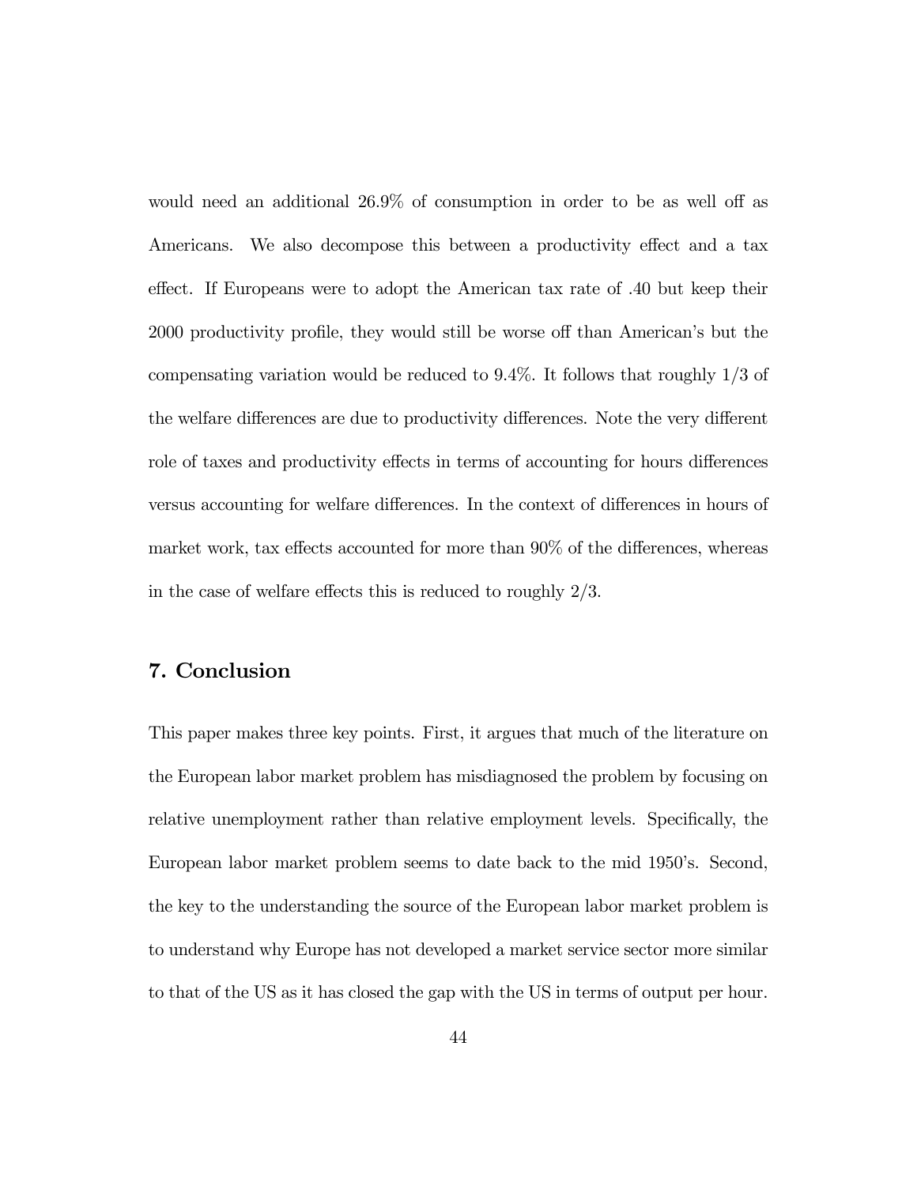would need an additional 26.9% of consumption in order to be as well off as Americans. We also decompose this between a productivity effect and a tax effect. If Europeans were to adopt the American tax rate of .40 but keep their 2000 productivity profile, they would still be worse off than American's but the compensating variation would be reduced to 9.4%. It follows that roughly 1/3 of the welfare differences are due to productivity differences. Note the very different role of taxes and productivity effects in terms of accounting for hours differences versus accounting for welfare differences. In the context of differences in hours of market work, tax effects accounted for more than 90% of the differences, whereas in the case of welfare effects this is reduced to roughly 2/3.

## 7. Conclusion

This paper makes three key points. First, it argues that much of the literature on the European labor market problem has misdiagnosed the problem by focusing on relative unemployment rather than relative employment levels. Specifically, the European labor market problem seems to date back to the mid 1950's. Second, the key to the understanding the source of the European labor market problem is to understand why Europe has not developed a market service sector more similar to that of the US as it has closed the gap with the US in terms of output per hour.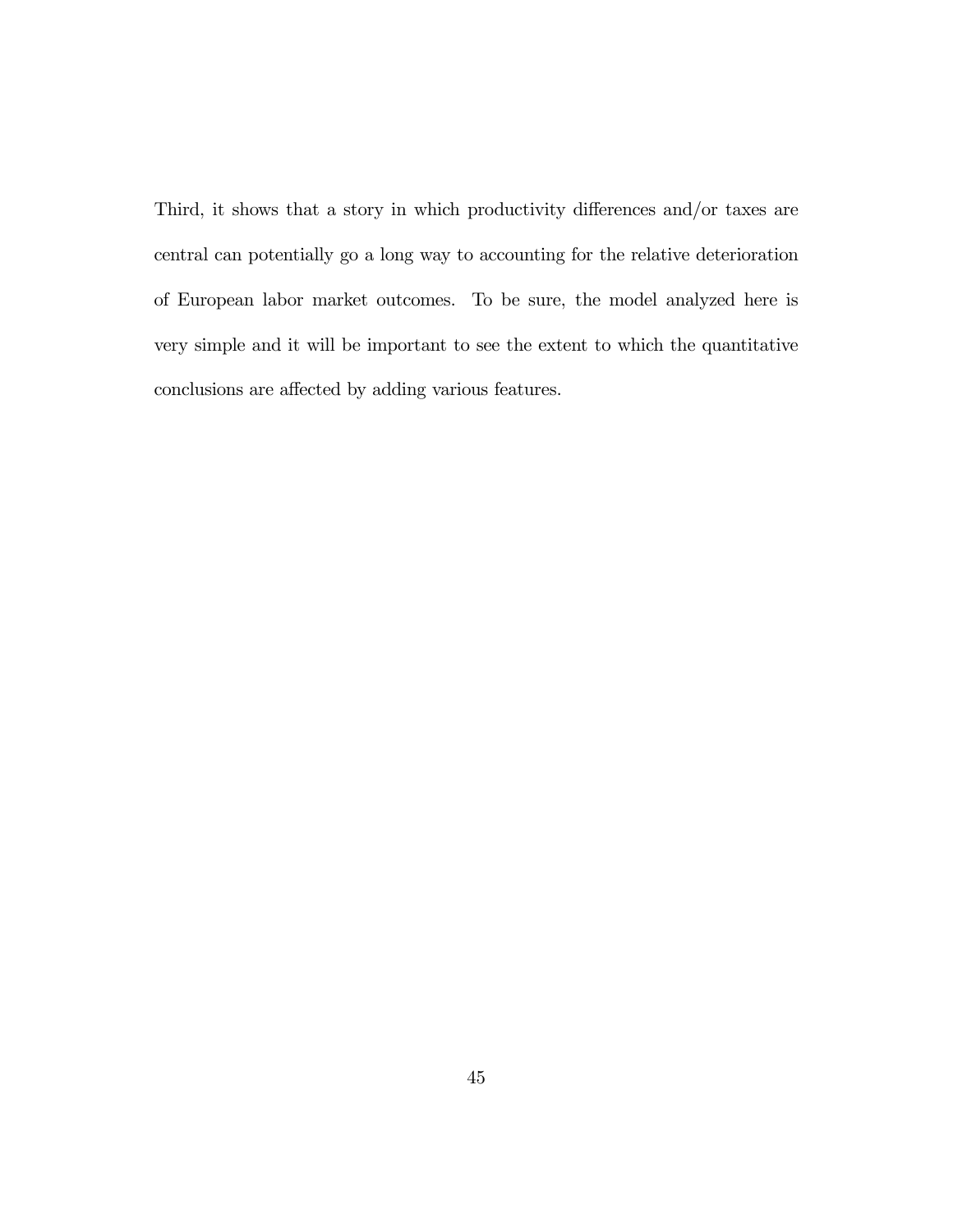Third, it shows that a story in which productivity differences and/or taxes are central can potentially go a long way to accounting for the relative deterioration of European labor market outcomes. To be sure, the model analyzed here is very simple and it will be important to see the extent to which the quantitative conclusions are affected by adding various features.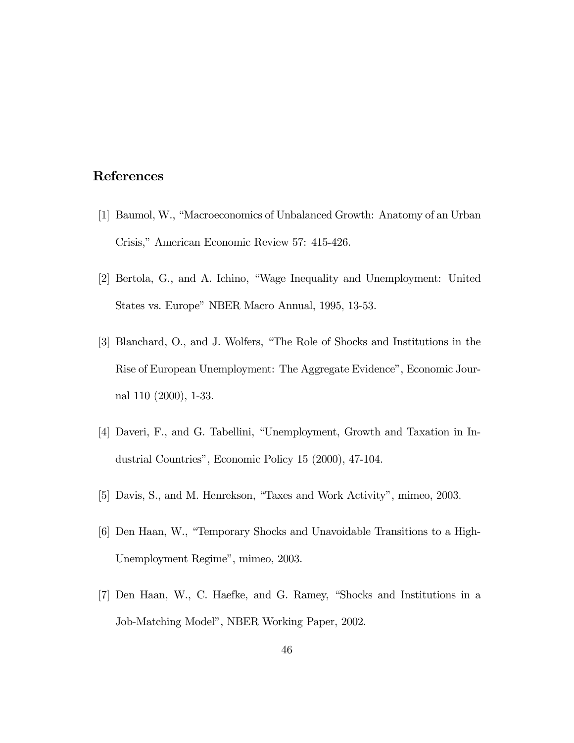## References

[1] Baumol, W., "Macroeconomics of Unbalanced Growth: Anatomy of an Urban Crisis," American Economic Review 57: 415-426.

[2] Bertola, G., and A. Ichino, "Wage Inequality and Unemployment: United States vs. Europe" NBER Macro Annual, 1995, 13-53.

[3] Blanchard, O., and J. Wolfers, "The Role of Shocks and Institutions in the Rise of European Unemployment: The Aggregate Evidence", Economic Journal 110 (2000), 1-33.

[4] Daveri, F., and G. Tabellini, "Unemployment, Growth and Taxation in Industrial Countries", Economic Policy 15 (2000), 47-104.

[5] Davis, S., and M. Henrekson, "Taxes and Work Activity", mimeo, 2003.

[6] Den Haan, W., "Temporary Shocks and Unavoidable Transitions to a High-Unemployment Regime", mimeo, 2003.

[7] Den Haan, W., C. Haefke, and G. Ramey, "Shocks and Institutions in a Job-Matching Model", NBER Working Paper, 2002.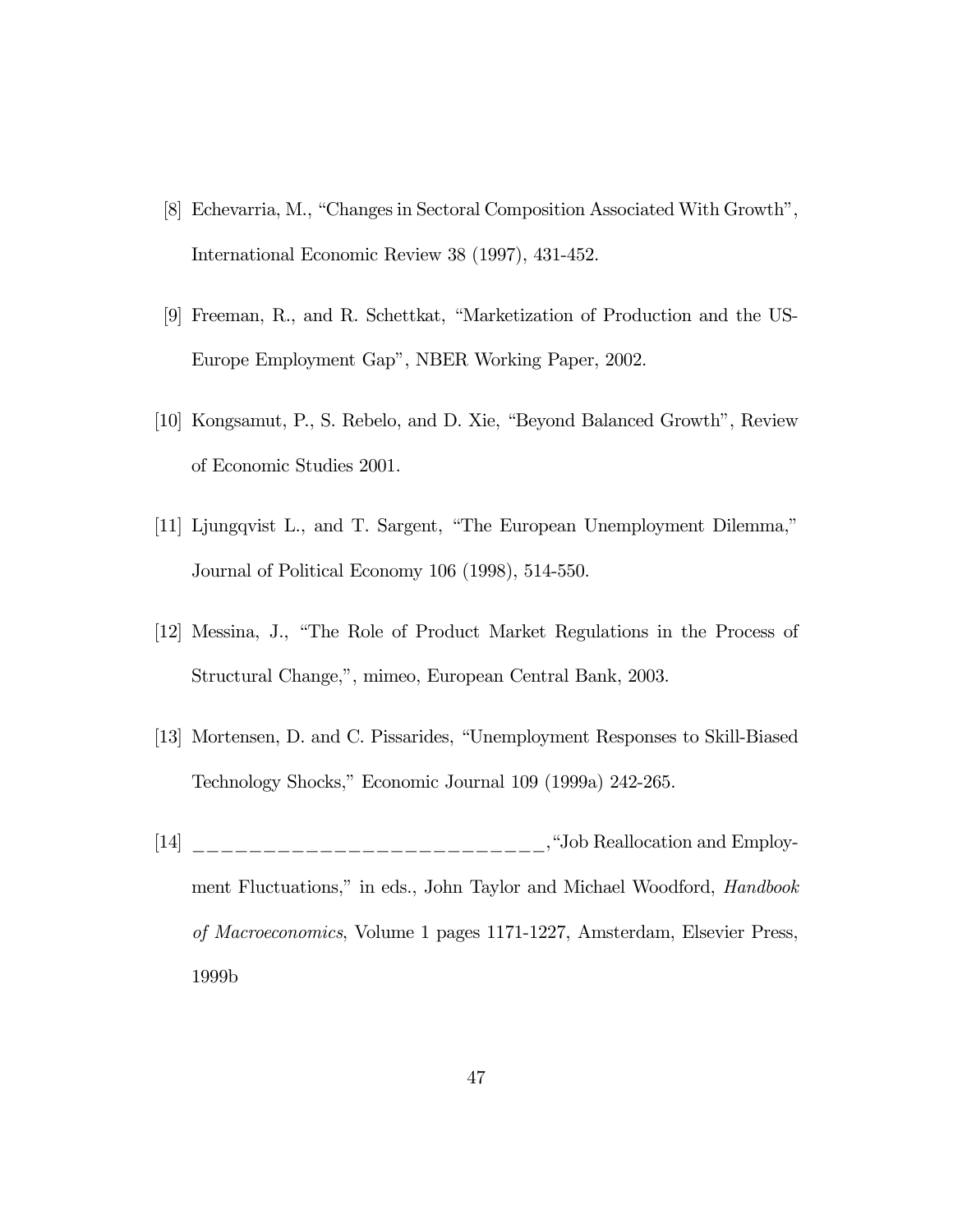[8] Echevarria, M., "Changes in Sectoral Composition Associated With Growth", International Economic Review 38 (1997), 431-452.

[9] Freeman, R., and R. Schettkat, "Marketization of Production and the US-Europe Employment Gap", NBER Working Paper, 2002.

[10] Kongsamut, P., S. Rebelo, and D. Xie, "Beyond Balanced Growth", Review of Economic Studies 2001.

[11] Ljungqvist L., and T. Sargent, "The European Unemployment Dilemma," Journal of Political Economy 106 (1998), 514-550.

[12] Messina, J., "The Role of Product Market Regulations in the Process of Structural Change,", mimeo, European Central Bank, 2003.

[13] Mortensen, D. and C. Pissarides, "Unemployment Responses to Skill-Biased Technology Shocks," Economic Journal 109 (1999a) 242-265.

[14] ___________________________,"Job Reallocation and Employment Fluctuations," in eds., John Taylor and Michael Woodford, *Handbook of Macroeconomics*, Volume 1 pages 1171-1227, Amsterdam, Elsevier Press, 1999b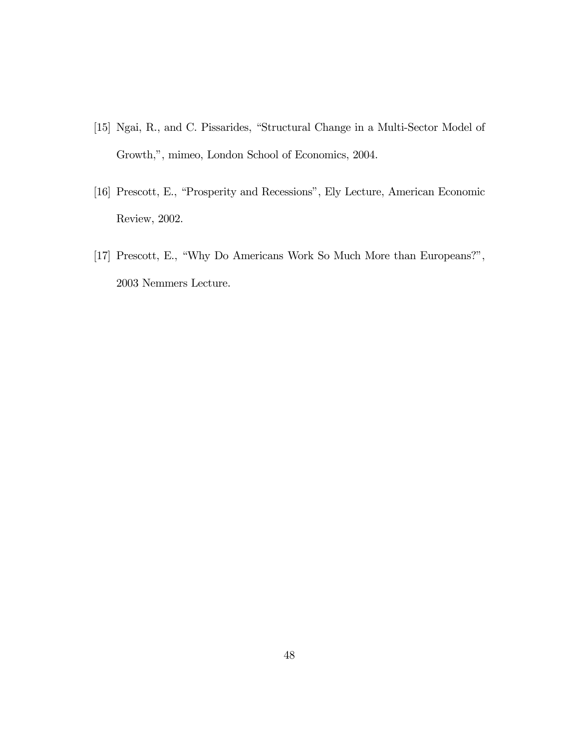[15] Ngai, R., and C. Pissarides, "Structural Change in a Multi-Sector Model of Growth,", mimeo, London School of Economics, 2004.

[16] Prescott, E., "Prosperity and Recessions", Ely Lecture, American Economic Review, 2002.

[17] Prescott, E., "Why Do Americans Work So Much More than Europeans?", 2003 Nemmers Lecture.